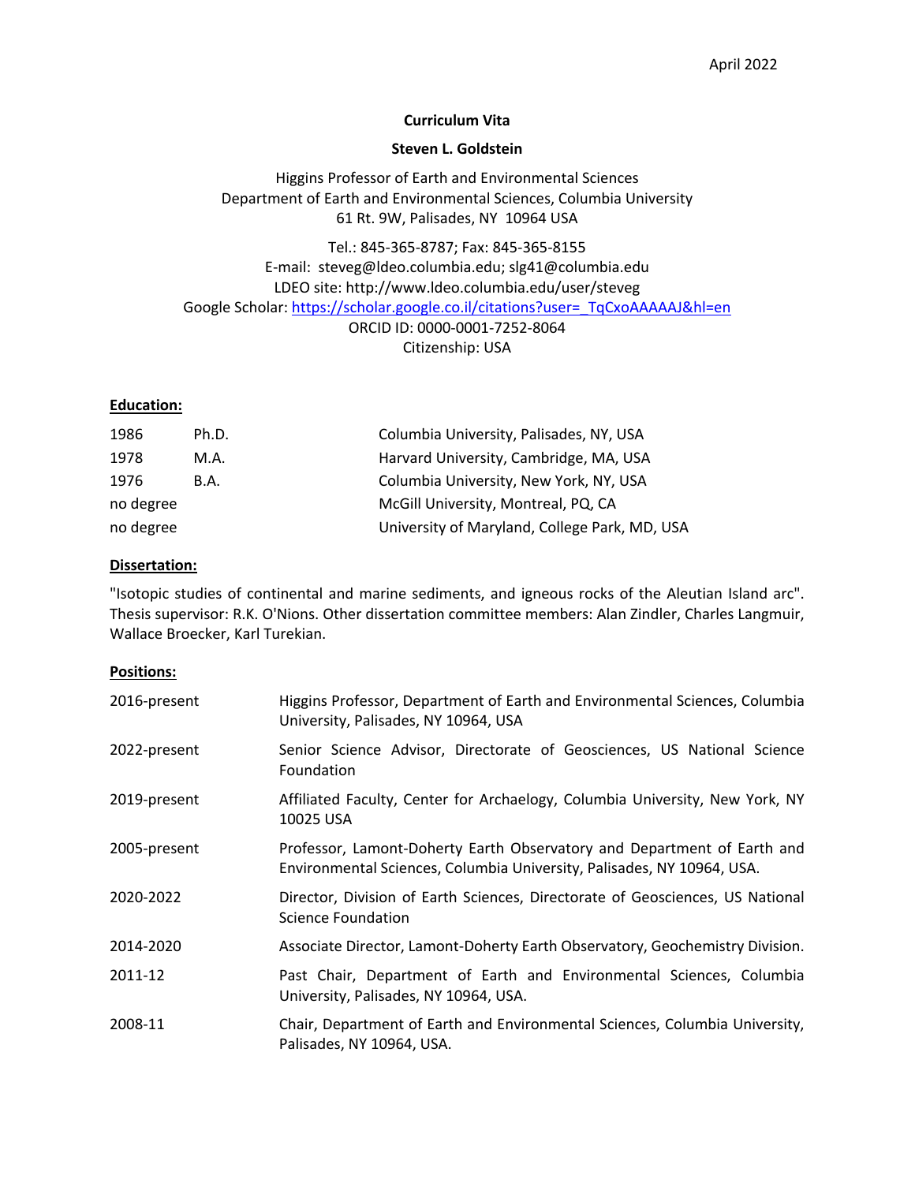April 2022

**Curriculum Vita**

**Steven L. Goldstein**

Higgins Professor of Earth and Environmental Sciences
Department of Earth and Environmental Sciences, Columbia University
61 Rt. 9W, Palisades, NY 10964 USA

Tel.: 845-365-8787; Fax: 845-365-8155
E-mail: steveg@ldeo.columbia.edu; slg41@columbia.edu
LDEO site: http://www.ldeo.columbia.edu/user/steveg
Google Scholar: [https://scholar.google.co.il/citations?user=_TqCxoAAAAAJ&hl=en](https://scholar.google.co.il/citations?user=_TqCxoAAAAAJ&hl=en)
ORCID ID: 0000-0001-7252-8064
Citizenship: USA

## Education:

| | | |
|---|---|---|
| 1986 | Ph.D. | Columbia University, Palisades, NY, USA |
| 1978 | M.A. | Harvard University, Cambridge, MA, USA |
| 1976 | B.A. | Columbia University, New York, NY, USA |
| no degree | | McGill University, Montreal, PQ, CA |
| no degree | | University of Maryland, College Park, MD, USA |

## Dissertation:

"Isotopic studies of continental and marine sediments, and igneous rocks of the Aleutian Island arc". Thesis supervisor: R.K. O'Nions. Other dissertation committee members: Alan Zindler, Charles Langmuir, Wallace Broecker, Karl Turekian.

## Positions:

| | |
|---|---|
| 2016-present | Higgins Professor, Department of Earth and Environmental Sciences, Columbia University, Palisades, NY 10964, USA |
| 2022-present | Senior Science Advisor, Directorate of Geosciences, US National Science Foundation |
| 2019-present | Affiliated Faculty, Center for Archaelogy, Columbia University, New York, NY 10025 USA |
| 2005-present | Professor, Lamont-Doherty Earth Observatory and Department of Earth and Environmental Sciences, Columbia University, Palisades, NY 10964, USA. |
| 2020-2022 | Director, Division of Earth Sciences, Directorate of Geosciences, US National Science Foundation |
| 2014-2020 | Associate Director, Lamont-Doherty Earth Observatory, Geochemistry Division. |
| 2011-12 | Past Chair, Department of Earth and Environmental Sciences, Columbia University, Palisades, NY 10964, USA. |
| 2008-11 | Chair, Department of Earth and Environmental Sciences, Columbia University, Palisades, NY 10964, USA. |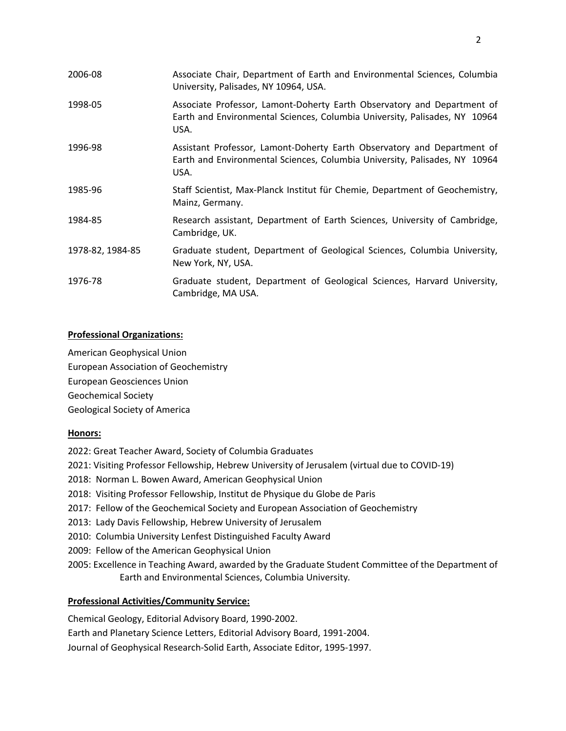| | |
|---|---|
| 2006-08 | Associate Chair, Department of Earth and Environmental Sciences, Columbia University, Palisades, NY 10964, USA. |
| 1998-05 | Associate Professor, Lamont-Doherty Earth Observatory and Department of Earth and Environmental Sciences, Columbia University, Palisades, NY 10964 USA. |
| 1996-98 | Assistant Professor, Lamont-Doherty Earth Observatory and Department of Earth and Environmental Sciences, Columbia University, Palisades, NY 10964 USA. |
| 1985-96 | Staff Scientist, Max-Planck Institut für Chemie, Department of Geochemistry, Mainz, Germany. |
| 1984-85 | Research assistant, Department of Earth Sciences, University of Cambridge, Cambridge, UK. |
| 1978-82, 1984-85 | Graduate student, Department of Geological Sciences, Columbia University, New York, NY, USA. |
| 1976-78 | Graduate student, Department of Geological Sciences, Harvard University, Cambridge, MA USA. |

**Professional Organizations:**

American Geophysical Union
European Association of Geochemistry
European Geosciences Union
Geochemical Society
Geological Society of America

**Honors:**

2022: Great Teacher Award, Society of Columbia Graduates
2021: Visiting Professor Fellowship, Hebrew University of Jerusalem (virtual due to COVID-19)
2018: Norman L. Bowen Award, American Geophysical Union
2018: Visiting Professor Fellowship, Institut de Physique du Globe de Paris
2017: Fellow of the Geochemical Society and European Association of Geochemistry
2013: Lady Davis Fellowship, Hebrew University of Jerusalem
2010: Columbia University Lenfest Distinguished Faculty Award
2009: Fellow of the American Geophysical Union
2005: Excellence in Teaching Award, awarded by the Graduate Student Committee of the Department of Earth and Environmental Sciences, Columbia University.

**Professional Activities/Community Service:**

Chemical Geology, Editorial Advisory Board, 1990-2002.
Earth and Planetary Science Letters, Editorial Advisory Board, 1991-2004.
Journal of Geophysical Research-Solid Earth, Associate Editor, 1995-1997.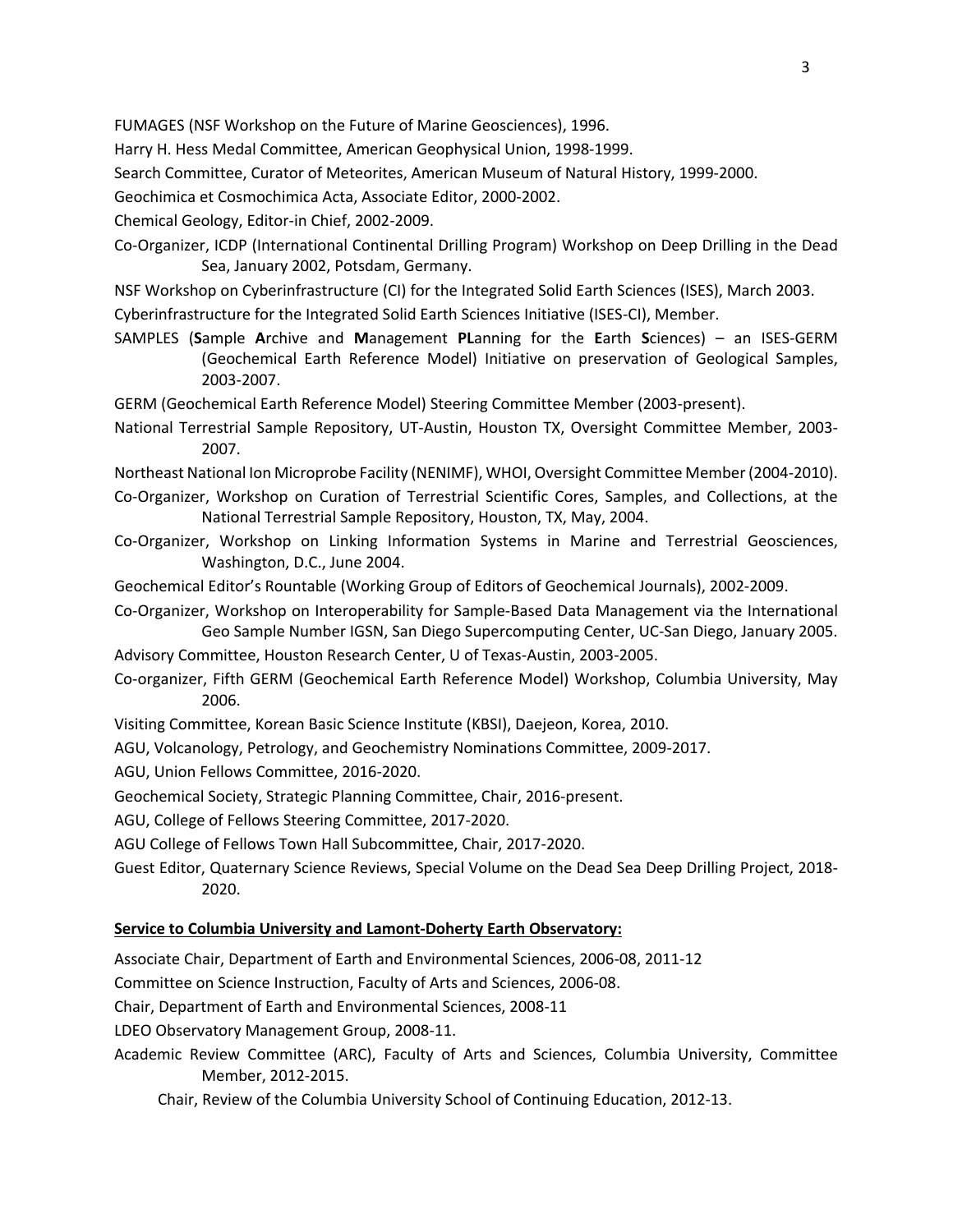FUMAGES (NSF Workshop on the Future of Marine Geosciences), 1996.

Harry H. Hess Medal Committee, American Geophysical Union, 1998-1999.

Search Committee, Curator of Meteorites, American Museum of Natural History, 1999-2000.

Geochimica et Cosmochimica Acta, Associate Editor, 2000-2002.

Chemical Geology, Editor-in Chief, 2002-2009.

Co-Organizer, ICDP (International Continental Drilling Program) Workshop on Deep Drilling in the Dead Sea, January 2002, Potsdam, Germany.

NSF Workshop on Cyberinfrastructure (CI) for the Integrated Solid Earth Sciences (ISES), March 2003.

Cyberinfrastructure for the Integrated Solid Earth Sciences Initiative (ISES-CI), Member.

SAMPLES (**S**ample **A**rchive and **M**anagement **PL**anning for the **E**arth **S**ciences) – an ISES-GERM (Geochemical Earth Reference Model) Initiative on preservation of Geological Samples, 2003-2007.

GERM (Geochemical Earth Reference Model) Steering Committee Member (2003-present).

National Terrestrial Sample Repository, UT-Austin, Houston TX, Oversight Committee Member, 2003-2007.

Northeast National Ion Microprobe Facility (NENIMF), WHOI, Oversight Committee Member (2004-2010).

Co-Organizer, Workshop on Curation of Terrestrial Scientific Cores, Samples, and Collections, at the National Terrestrial Sample Repository, Houston, TX, May, 2004.

Co-Organizer, Workshop on Linking Information Systems in Marine and Terrestrial Geosciences, Washington, D.C., June 2004.

Geochemical Editor's Rountable (Working Group of Editors of Geochemical Journals), 2002-2009.

Co-Organizer, Workshop on Interoperability for Sample-Based Data Management via the International Geo Sample Number IGSN, San Diego Supercomputing Center, UC-San Diego, January 2005.

Advisory Committee, Houston Research Center, U of Texas-Austin, 2003-2005.

Co-organizer, Fifth GERM (Geochemical Earth Reference Model) Workshop, Columbia University, May 2006.

Visiting Committee, Korean Basic Science Institute (KBSI), Daejeon, Korea, 2010.

AGU, Volcanology, Petrology, and Geochemistry Nominations Committee, 2009-2017.

AGU, Union Fellows Committee, 2016-2020.

Geochemical Society, Strategic Planning Committee, Chair, 2016-present.

AGU, College of Fellows Steering Committee, 2017-2020.

AGU College of Fellows Town Hall Subcommittee, Chair, 2017-2020.

Guest Editor, Quaternary Science Reviews, Special Volume on the Dead Sea Deep Drilling Project, 2018-2020.

**Service to Columbia University and Lamont-Doherty Earth Observatory:**

Associate Chair, Department of Earth and Environmental Sciences, 2006-08, 2011-12

Committee on Science Instruction, Faculty of Arts and Sciences, 2006-08.

Chair, Department of Earth and Environmental Sciences, 2008-11

LDEO Observatory Management Group, 2008-11.

Academic Review Committee (ARC), Faculty of Arts and Sciences, Columbia University, Committee Member, 2012-2015.

Chair, Review of the Columbia University School of Continuing Education, 2012-13.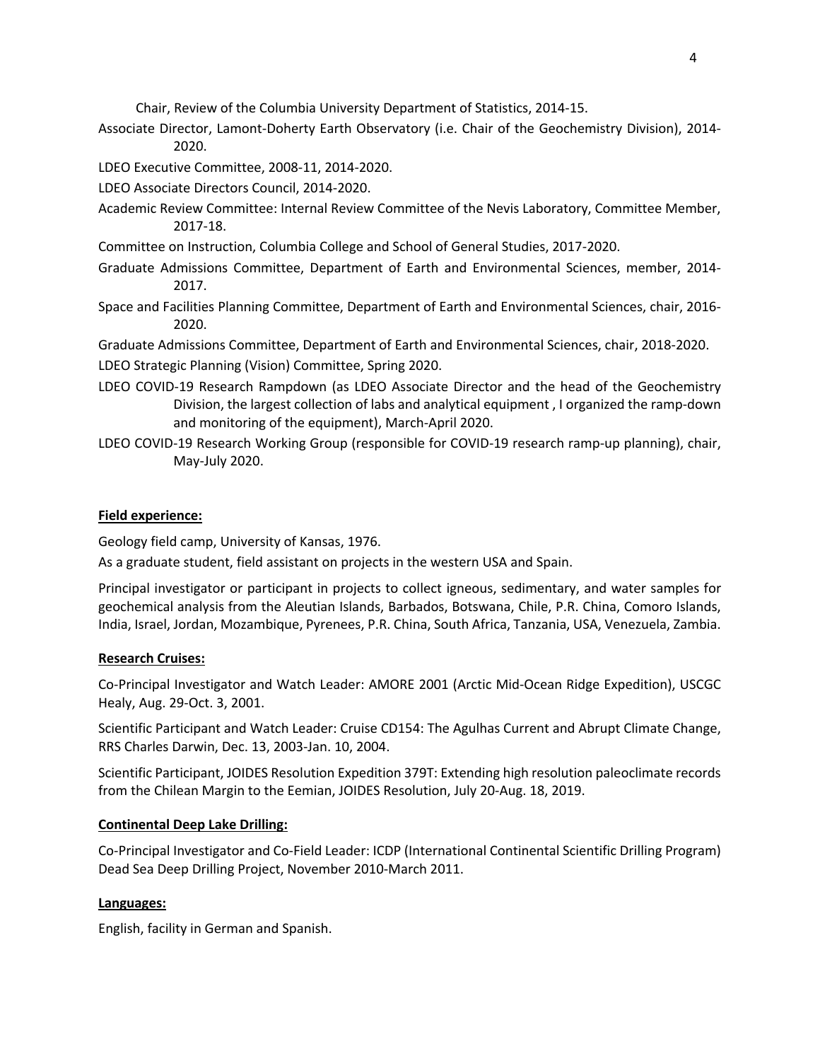Chair, Review of the Columbia University Department of Statistics, 2014-15.

Associate Director, Lamont-Doherty Earth Observatory (i.e. Chair of the Geochemistry Division), 2014-2020.

LDEO Executive Committee, 2008-11, 2014-2020.

LDEO Associate Directors Council, 2014-2020.

Academic Review Committee: Internal Review Committee of the Nevis Laboratory, Committee Member, 2017-18.

Committee on Instruction, Columbia College and School of General Studies, 2017-2020.

Graduate Admissions Committee, Department of Earth and Environmental Sciences, member, 2014-2017.

Space and Facilities Planning Committee, Department of Earth and Environmental Sciences, chair, 2016-2020.

Graduate Admissions Committee, Department of Earth and Environmental Sciences, chair, 2018-2020.

LDEO Strategic Planning (Vision) Committee, Spring 2020.

LDEO COVID-19 Research Rampdown (as LDEO Associate Director and the head of the Geochemistry Division, the largest collection of labs and analytical equipment , I organized the ramp-down and monitoring of the equipment), March-April 2020.

LDEO COVID-19 Research Working Group (responsible for COVID-19 research ramp-up planning), chair, May-July 2020.

**Field experience:**

Geology field camp, University of Kansas, 1976.

As a graduate student, field assistant on projects in the western USA and Spain.

Principal investigator or participant in projects to collect igneous, sedimentary, and water samples for geochemical analysis from the Aleutian Islands, Barbados, Botswana, Chile, P.R. China, Comoro Islands, India, Israel, Jordan, Mozambique, Pyrenees, P.R. China, South Africa, Tanzania, USA, Venezuela, Zambia.

**Research Cruises:**

Co-Principal Investigator and Watch Leader: AMORE 2001 (Arctic Mid-Ocean Ridge Expedition), USCGC Healy, Aug. 29-Oct. 3, 2001.

Scientific Participant and Watch Leader: Cruise CD154: The Agulhas Current and Abrupt Climate Change, RRS Charles Darwin, Dec. 13, 2003-Jan. 10, 2004.

Scientific Participant, JOIDES Resolution Expedition 379T: Extending high resolution paleoclimate records from the Chilean Margin to the Eemian, JOIDES Resolution, July 20-Aug. 18, 2019.

**Continental Deep Lake Drilling:**

Co-Principal Investigator and Co-Field Leader: ICDP (International Continental Scientific Drilling Program) Dead Sea Deep Drilling Project, November 2010-March 2011.

**Languages:**

English, facility in German and Spanish.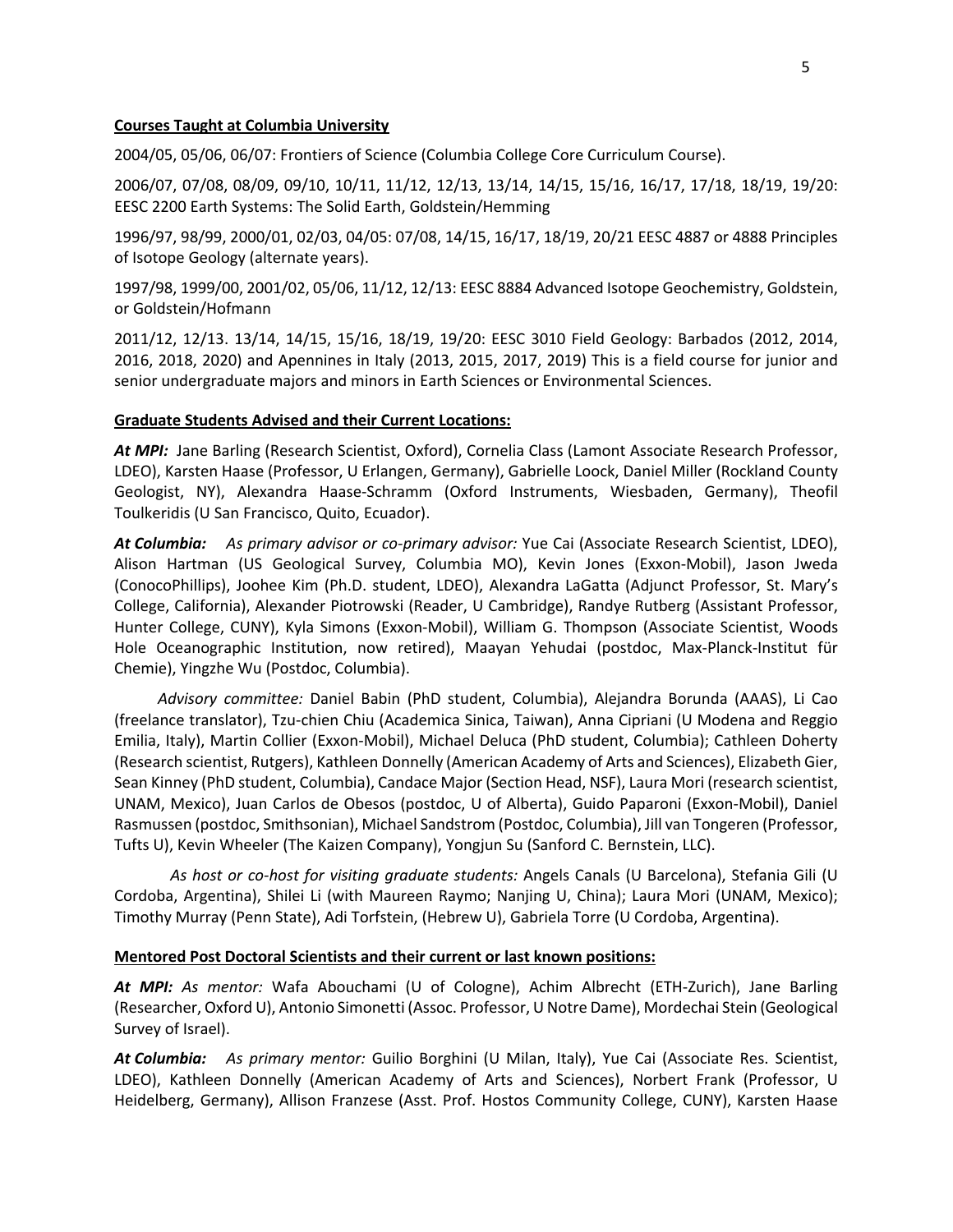**Courses Taught at Columbia University**

2004/05, 05/06, 06/07: Frontiers of Science (Columbia College Core Curriculum Course).

2006/07, 07/08, 08/09, 09/10, 10/11, 11/12, 12/13, 13/14, 14/15, 15/16, 16/17, 17/18, 18/19, 19/20: EESC 2200 Earth Systems: The Solid Earth, Goldstein/Hemming

1996/97, 98/99, 2000/01, 02/03, 04/05: 07/08, 14/15, 16/17, 18/19, 20/21 EESC 4887 or 4888 Principles of Isotope Geology (alternate years).

1997/98, 1999/00, 2001/02, 05/06, 11/12, 12/13: EESC 8884 Advanced Isotope Geochemistry, Goldstein, or Goldstein/Hofmann

2011/12, 12/13. 13/14, 14/15, 15/16, 18/19, 19/20: EESC 3010 Field Geology: Barbados (2012, 2014, 2016, 2018, 2020) and Apennines in Italy (2013, 2015, 2017, 2019) This is a field course for junior and senior undergraduate majors and minors in Earth Sciences or Environmental Sciences.

**Graduate Students Advised and their Current Locations:**

***At MPI:*** Jane Barling (Research Scientist, Oxford), Cornelia Class (Lamont Associate Research Professor, LDEO), Karsten Haase (Professor, U Erlangen, Germany), Gabrielle Loock, Daniel Miller (Rockland County Geologist, NY), Alexandra Haase-Schramm (Oxford Instruments, Wiesbaden, Germany), Theofil Toulkeridis (U San Francisco, Quito, Ecuador).

***At Columbia:*** *As primary advisor or co-primary advisor:* Yue Cai (Associate Research Scientist, LDEO), Alison Hartman (US Geological Survey, Columbia MO), Kevin Jones (Exxon-Mobil), Jason Jweda (ConocoPhillips), Joohee Kim (Ph.D. student, LDEO), Alexandra LaGatta (Adjunct Professor, St. Mary's College, California), Alexander Piotrowski (Reader, U Cambridge), Randye Rutberg (Assistant Professor, Hunter College, CUNY), Kyla Simons (Exxon-Mobil), William G. Thompson (Associate Scientist, Woods Hole Oceanographic Institution, now retired), Maayan Yehudai (postdoc, Max-Planck-Institut für Chemie), Yingzhe Wu (Postdoc, Columbia).

*Advisory committee:* Daniel Babin (PhD student, Columbia), Alejandra Borunda (AAAS), Li Cao (freelance translator), Tzu-chien Chiu (Academica Sinica, Taiwan), Anna Cipriani (U Modena and Reggio Emilia, Italy), Martin Collier (Exxon-Mobil), Michael Deluca (PhD student, Columbia); Cathleen Doherty (Research scientist, Rutgers), Kathleen Donnelly (American Academy of Arts and Sciences), Elizabeth Gier, Sean Kinney (PhD student, Columbia), Candace Major (Section Head, NSF), Laura Mori (research scientist, UNAM, Mexico), Juan Carlos de Obesos (postdoc, U of Alberta), Guido Paparoni (Exxon-Mobil), Daniel Rasmussen (postdoc, Smithsonian), Michael Sandstrom (Postdoc, Columbia), Jill van Tongeren (Professor, Tufts U), Kevin Wheeler (The Kaizen Company), Yongjun Su (Sanford C. Bernstein, LLC).

*As host or co-host for visiting graduate students:* Angels Canals (U Barcelona), Stefania Gili (U Cordoba, Argentina), Shilei Li (with Maureen Raymo; Nanjing U, China); Laura Mori (UNAM, Mexico); Timothy Murray (Penn State), Adi Torfstein, (Hebrew U), Gabriela Torre (U Cordoba, Argentina).

**Mentored Post Doctoral Scientists and their current or last known positions:**

***At MPI:*** *As mentor:* Wafa Abouchami (U of Cologne), Achim Albrecht (ETH-Zurich), Jane Barling (Researcher, Oxford U), Antonio Simonetti (Assoc. Professor, U Notre Dame), Mordechai Stein (Geological Survey of Israel).

***At Columbia:*** *As primary mentor:* Guilio Borghini (U Milan, Italy), Yue Cai (Associate Res. Scientist, LDEO), Kathleen Donnelly (American Academy of Arts and Sciences), Norbert Frank (Professor, U Heidelberg, Germany), Allison Franzese (Asst. Prof. Hostos Community College, CUNY), Karsten Haase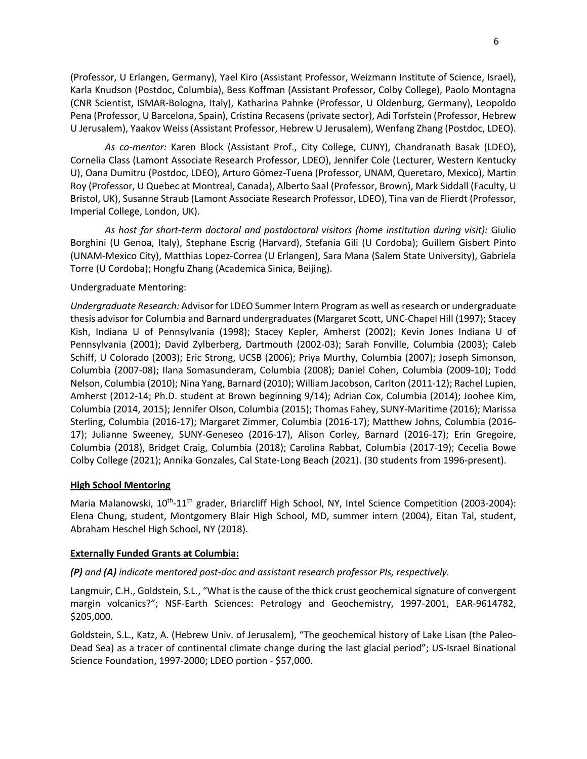(Professor, U Erlangen, Germany), Yael Kiro (Assistant Professor, Weizmann Institute of Science, Israel), Karla Knudson (Postdoc, Columbia), Bess Koffman (Assistant Professor, Colby College), Paolo Montagna (CNR Scientist, ISMAR-Bologna, Italy), Katharina Pahnke (Professor, U Oldenburg, Germany), Leopoldo Pena (Professor, U Barcelona, Spain), Cristina Recasens (private sector), Adi Torfstein (Professor, Hebrew U Jerusalem), Yaakov Weiss (Assistant Professor, Hebrew U Jerusalem), Wenfang Zhang (Postdoc, LDEO).

*As co-mentor:* Karen Block (Assistant Prof., City College, CUNY), Chandranath Basak (LDEO), Cornelia Class (Lamont Associate Research Professor, LDEO), Jennifer Cole (Lecturer, Western Kentucky U), Oana Dumitru (Postdoc, LDEO), Arturo Gómez-Tuena (Professor, UNAM, Queretaro, Mexico), Martin Roy (Professor, U Quebec at Montreal, Canada), Alberto Saal (Professor, Brown), Mark Siddall (Faculty, U Bristol, UK), Susanne Straub (Lamont Associate Research Professor, LDEO), Tina van de Flierdt (Professor, Imperial College, London, UK).

*As host for short-term doctoral and postdoctoral visitors (home institution during visit):* Giulio Borghini (U Genoa, Italy), Stephane Escrig (Harvard), Stefania Gili (U Cordoba); Guillem Gisbert Pinto (UNAM-Mexico City), Matthias Lopez-Correa (U Erlangen), Sara Mana (Salem State University), Gabriela Torre (U Cordoba); Hongfu Zhang (Academica Sinica, Beijing).

Undergraduate Mentoring:

*Undergraduate Research:* Advisor for LDEO Summer Intern Program as well as research or undergraduate thesis advisor for Columbia and Barnard undergraduates (Margaret Scott, UNC-Chapel Hill (1997); Stacey Kish, Indiana U of Pennsylvania (1998); Stacey Kepler, Amherst (2002); Kevin Jones Indiana U of Pennsylvania (2001); David Zylberberg, Dartmouth (2002-03); Sarah Fonville, Columbia (2003); Caleb Schiff, U Colorado (2003); Eric Strong, UCSB (2006); Priya Murthy, Columbia (2007); Joseph Simonson, Columbia (2007-08); Ilana Somasunderam, Columbia (2008); Daniel Cohen, Columbia (2009-10); Todd Nelson, Columbia (2010); Nina Yang, Barnard (2010); William Jacobson, Carlton (2011-12); Rachel Lupien, Amherst (2012-14; Ph.D. student at Brown beginning 9/14); Adrian Cox, Columbia (2014); Joohee Kim, Columbia (2014, 2015); Jennifer Olson, Columbia (2015); Thomas Fahey, SUNY-Maritime (2016); Marissa Sterling, Columbia (2016-17); Margaret Zimmer, Columbia (2016-17); Matthew Johns, Columbia (2016-17); Julianne Sweeney, SUNY-Geneseo (2016-17), Alison Corley, Barnard (2016-17); Erin Gregoire, Columbia (2018), Bridget Craig, Columbia (2018); Carolina Rabbat, Columbia (2017-19); Cecelia Bowe Colby College (2021); Annika Gonzales, Cal State-Long Beach (2021). (30 students from 1996-present).

**High School Mentoring**

Maria Malanowski, 10th-11th grader, Briarcliff High School, NY, Intel Science Competition (2003-2004): Elena Chung, student, Montgomery Blair High School, MD, summer intern (2004), Eitan Tal, student, Abraham Heschel High School, NY (2018).

**Externally Funded Grants at Columbia:**

***(P)*** *and* ***(A)*** *indicate mentored post-doc and assistant research professor PIs, respectively.*

Langmuir, C.H., Goldstein, S.L., "What is the cause of the thick crust geochemical signature of convergent margin volcanics?"; NSF-Earth Sciences: Petrology and Geochemistry, 1997-2001, EAR-9614782, $205,000.

Goldstein, S.L., Katz, A. (Hebrew Univ. of Jerusalem), "The geochemical history of Lake Lisan (the Paleo-Dead Sea) as a tracer of continental climate change during the last glacial period"; US-Israel Binational Science Foundation, 1997-2000; LDEO portion - $57,000.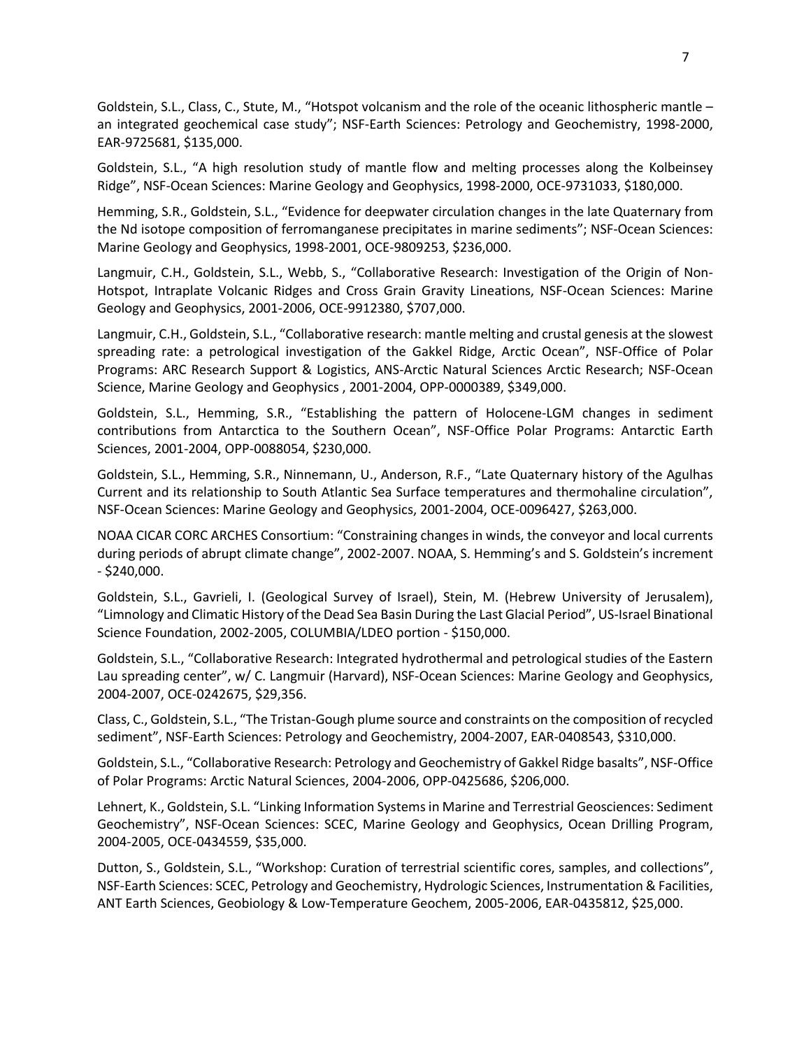Goldstein, S.L., Class, C., Stute, M., "Hotspot volcanism and the role of the oceanic lithospheric mantle – an integrated geochemical case study"; NSF-Earth Sciences: Petrology and Geochemistry, 1998-2000, EAR-9725681, $135,000.

Goldstein, S.L., "A high resolution study of mantle flow and melting processes along the Kolbeinsey Ridge", NSF-Ocean Sciences: Marine Geology and Geophysics, 1998-2000, OCE-9731033, $180,000.

Hemming, S.R., Goldstein, S.L., "Evidence for deepwater circulation changes in the late Quaternary from the Nd isotope composition of ferromanganese precipitates in marine sediments"; NSF-Ocean Sciences: Marine Geology and Geophysics, 1998-2001, OCE-9809253, $236,000.

Langmuir, C.H., Goldstein, S.L., Webb, S., "Collaborative Research: Investigation of the Origin of Non-Hotspot, Intraplate Volcanic Ridges and Cross Grain Gravity Lineations, NSF-Ocean Sciences: Marine Geology and Geophysics, 2001-2006, OCE-9912380, $707,000.

Langmuir, C.H., Goldstein, S.L., "Collaborative research: mantle melting and crustal genesis at the slowest spreading rate: a petrological investigation of the Gakkel Ridge, Arctic Ocean", NSF-Office of Polar Programs: ARC Research Support & Logistics, ANS-Arctic Natural Sciences Arctic Research; NSF-Ocean Science, Marine Geology and Geophysics , 2001-2004, OPP-0000389, $349,000.

Goldstein, S.L., Hemming, S.R., "Establishing the pattern of Holocene-LGM changes in sediment contributions from Antarctica to the Southern Ocean", NSF-Office Polar Programs: Antarctic Earth Sciences, 2001-2004, OPP-0088054, $230,000.

Goldstein, S.L., Hemming, S.R., Ninnemann, U., Anderson, R.F., "Late Quaternary history of the Agulhas Current and its relationship to South Atlantic Sea Surface temperatures and thermohaline circulation", NSF-Ocean Sciences: Marine Geology and Geophysics, 2001-2004, OCE-0096427, $263,000.

NOAA CICAR CORC ARCHES Consortium: "Constraining changes in winds, the conveyor and local currents during periods of abrupt climate change", 2002-2007. NOAA, S. Hemming's and S. Goldstein's increment - $240,000.

Goldstein, S.L., Gavrieli, I. (Geological Survey of Israel), Stein, M. (Hebrew University of Jerusalem), "Limnology and Climatic History of the Dead Sea Basin During the Last Glacial Period", US-Israel Binational Science Foundation, 2002-2005, COLUMBIA/LDEO portion - $150,000.

Goldstein, S.L., "Collaborative Research: Integrated hydrothermal and petrological studies of the Eastern Lau spreading center", w/ C. Langmuir (Harvard), NSF-Ocean Sciences: Marine Geology and Geophysics, 2004-2007, OCE-0242675, $29,356.

Class, C., Goldstein, S.L., "The Tristan-Gough plume source and constraints on the composition of recycled sediment", NSF-Earth Sciences: Petrology and Geochemistry, 2004-2007, EAR-0408543, $310,000.

Goldstein, S.L., "Collaborative Research: Petrology and Geochemistry of Gakkel Ridge basalts", NSF-Office of Polar Programs: Arctic Natural Sciences, 2004-2006, OPP-0425686, $206,000.

Lehnert, K., Goldstein, S.L. "Linking Information Systems in Marine and Terrestrial Geosciences: Sediment Geochemistry", NSF-Ocean Sciences: SCEC, Marine Geology and Geophysics, Ocean Drilling Program, 2004-2005, OCE-0434559, $35,000.

Dutton, S., Goldstein, S.L., "Workshop: Curation of terrestrial scientific cores, samples, and collections", NSF-Earth Sciences: SCEC, Petrology and Geochemistry, Hydrologic Sciences, Instrumentation & Facilities, ANT Earth Sciences, Geobiology & Low-Temperature Geochem, 2005-2006, EAR-0435812, $25,000.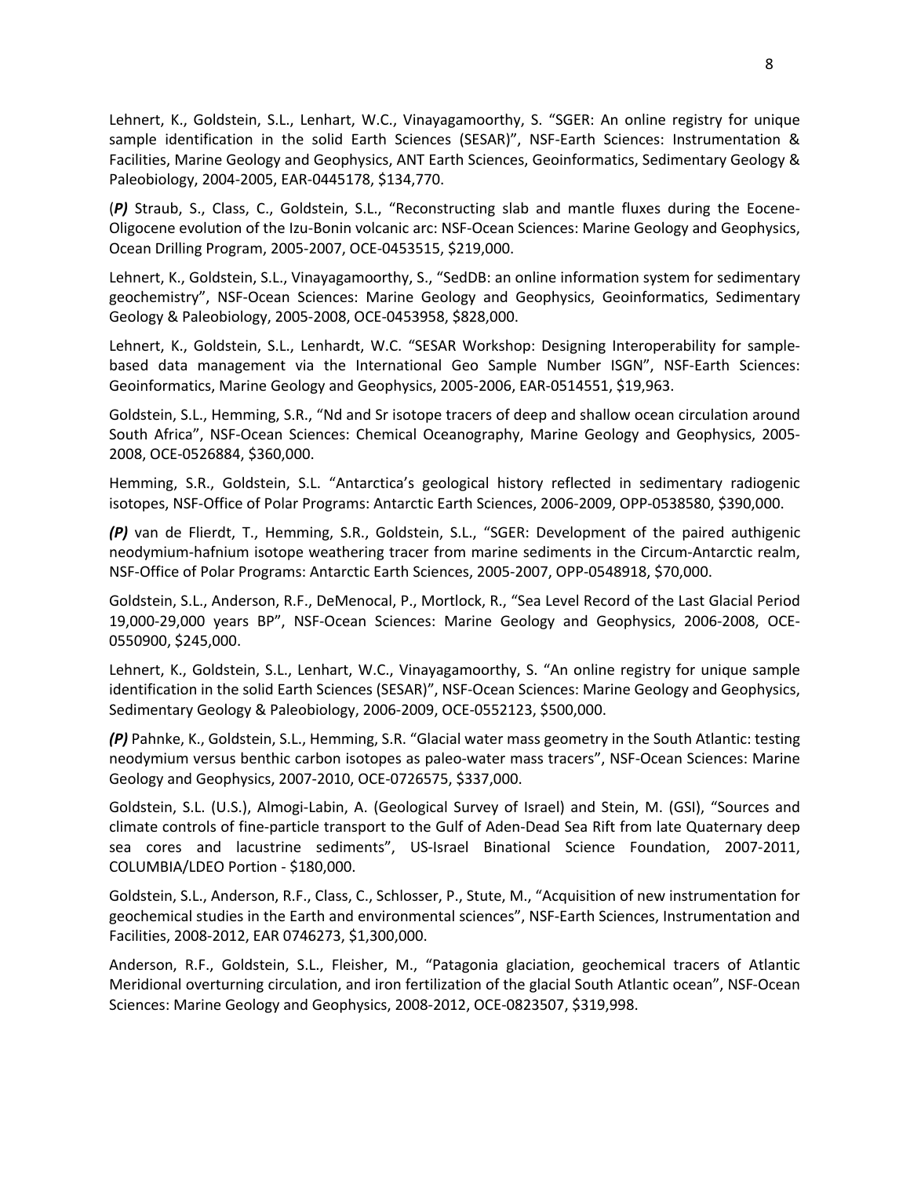Lehnert, K., Goldstein, S.L., Lenhart, W.C., Vinayagamoorthy, S. "SGER: An online registry for unique sample identification in the solid Earth Sciences (SESAR)", NSF-Earth Sciences: Instrumentation & Facilities, Marine Geology and Geophysics, ANT Earth Sciences, Geoinformatics, Sedimentary Geology & Paleobiology, 2004-2005, EAR-0445178, $134,770.

(***P)*** Straub, S., Class, C., Goldstein, S.L., "Reconstructing slab and mantle fluxes during the Eocene-Oligocene evolution of the Izu-Bonin volcanic arc: NSF-Ocean Sciences: Marine Geology and Geophysics, Ocean Drilling Program, 2005-2007, OCE-0453515, $219,000.

Lehnert, K., Goldstein, S.L., Vinayagamoorthy, S., "SedDB: an online information system for sedimentary geochemistry", NSF-Ocean Sciences: Marine Geology and Geophysics, Geoinformatics, Sedimentary Geology & Paleobiology, 2005-2008, OCE-0453958, $828,000.

Lehnert, K., Goldstein, S.L., Lenhardt, W.C. "SESAR Workshop: Designing Interoperability for sample-based data management via the International Geo Sample Number ISGN", NSF-Earth Sciences: Geoinformatics, Marine Geology and Geophysics, 2005-2006, EAR-0514551, $19,963.

Goldstein, S.L., Hemming, S.R., "Nd and Sr isotope tracers of deep and shallow ocean circulation around South Africa", NSF-Ocean Sciences: Chemical Oceanography, Marine Geology and Geophysics, 2005-2008, OCE-0526884, $360,000.

Hemming, S.R., Goldstein, S.L. "Antarctica's geological history reflected in sedimentary radiogenic isotopes, NSF-Office of Polar Programs: Antarctic Earth Sciences, 2006-2009, OPP-0538580, $390,000.

***(P)*** van de Flierdt, T., Hemming, S.R., Goldstein, S.L., "SGER: Development of the paired authigenic neodymium-hafnium isotope weathering tracer from marine sediments in the Circum-Antarctic realm, NSF-Office of Polar Programs: Antarctic Earth Sciences, 2005-2007, OPP-0548918, $70,000.

Goldstein, S.L., Anderson, R.F., DeMenocal, P., Mortlock, R., "Sea Level Record of the Last Glacial Period 19,000-29,000 years BP", NSF-Ocean Sciences: Marine Geology and Geophysics, 2006-2008, OCE-0550900, $245,000.

Lehnert, K., Goldstein, S.L., Lenhart, W.C., Vinayagamoorthy, S. "An online registry for unique sample identification in the solid Earth Sciences (SESAR)", NSF-Ocean Sciences: Marine Geology and Geophysics, Sedimentary Geology & Paleobiology, 2006-2009, OCE-0552123, $500,000.

***(P)*** Pahnke, K., Goldstein, S.L., Hemming, S.R. "Glacial water mass geometry in the South Atlantic: testing neodymium versus benthic carbon isotopes as paleo-water mass tracers", NSF-Ocean Sciences: Marine Geology and Geophysics, 2007-2010, OCE-0726575, $337,000.

Goldstein, S.L. (U.S.), Almogi-Labin, A. (Geological Survey of Israel) and Stein, M. (GSI), "Sources and climate controls of fine-particle transport to the Gulf of Aden-Dead Sea Rift from late Quaternary deep sea cores and lacustrine sediments", US-Israel Binational Science Foundation, 2007-2011, COLUMBIA/LDEO Portion - $180,000.

Goldstein, S.L., Anderson, R.F., Class, C., Schlosser, P., Stute, M., "Acquisition of new instrumentation for geochemical studies in the Earth and environmental sciences", NSF-Earth Sciences, Instrumentation and Facilities, 2008-2012, EAR 0746273, $1,300,000.

Anderson, R.F., Goldstein, S.L., Fleisher, M., "Patagonia glaciation, geochemical tracers of Atlantic Meridional overturning circulation, and iron fertilization of the glacial South Atlantic ocean", NSF-Ocean Sciences: Marine Geology and Geophysics, 2008-2012, OCE-0823507, $319,998.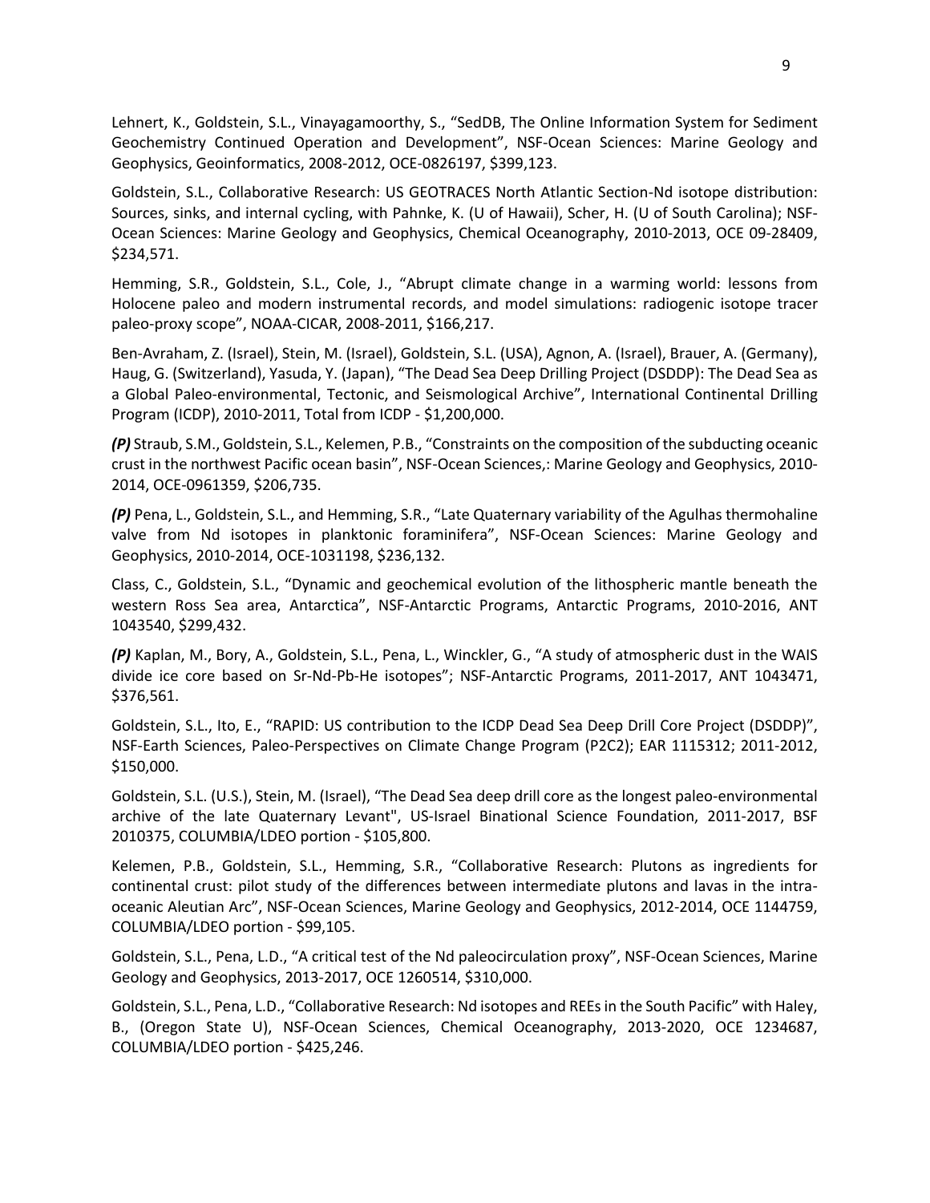Lehnert, K., Goldstein, S.L., Vinayagamoorthy, S., "SedDB, The Online Information System for Sediment Geochemistry Continued Operation and Development", NSF-Ocean Sciences: Marine Geology and Geophysics, Geoinformatics, 2008-2012, OCE-0826197, $399,123.

Goldstein, S.L., Collaborative Research: US GEOTRACES North Atlantic Section-Nd isotope distribution: Sources, sinks, and internal cycling, with Pahnke, K. (U of Hawaii), Scher, H. (U of South Carolina); NSF-Ocean Sciences: Marine Geology and Geophysics, Chemical Oceanography, 2010-2013, OCE 09-28409, $234,571.

Hemming, S.R., Goldstein, S.L., Cole, J., "Abrupt climate change in a warming world: lessons from Holocene paleo and modern instrumental records, and model simulations: radiogenic isotope tracer paleo-proxy scope", NOAA-CICAR, 2008-2011, $166,217.

Ben-Avraham, Z. (Israel), Stein, M. (Israel), Goldstein, S.L. (USA), Agnon, A. (Israel), Brauer, A. (Germany), Haug, G. (Switzerland), Yasuda, Y. (Japan), "The Dead Sea Deep Drilling Project (DSDDP): The Dead Sea as a Global Paleo-environmental, Tectonic, and Seismological Archive", International Continental Drilling Program (ICDP), 2010-2011, Total from ICDP - $1,200,000.

***(P)*** Straub, S.M., Goldstein, S.L., Kelemen, P.B., "Constraints on the composition of the subducting oceanic crust in the northwest Pacific ocean basin", NSF-Ocean Sciences,: Marine Geology and Geophysics, 2010-2014, OCE-0961359, $206,735.

***(P)*** Pena, L., Goldstein, S.L., and Hemming, S.R., "Late Quaternary variability of the Agulhas thermohaline valve from Nd isotopes in planktonic foraminifera", NSF-Ocean Sciences: Marine Geology and Geophysics, 2010-2014, OCE-1031198, $236,132.

Class, C., Goldstein, S.L., "Dynamic and geochemical evolution of the lithospheric mantle beneath the western Ross Sea area, Antarctica", NSF-Antarctic Programs, Antarctic Programs, 2010-2016, ANT 1043540, $299,432.

***(P)*** Kaplan, M., Bory, A., Goldstein, S.L., Pena, L., Winckler, G., "A study of atmospheric dust in the WAIS divide ice core based on Sr-Nd-Pb-He isotopes"; NSF-Antarctic Programs, 2011-2017, ANT 1043471, $376,561.

Goldstein, S.L., Ito, E., "RAPID: US contribution to the ICDP Dead Sea Deep Drill Core Project (DSDDP)", NSF-Earth Sciences, Paleo-Perspectives on Climate Change Program (P2C2); EAR 1115312; 2011-2012, $150,000.

Goldstein, S.L. (U.S.), Stein, M. (Israel), "The Dead Sea deep drill core as the longest paleo-environmental archive of the late Quaternary Levant", US-Israel Binational Science Foundation, 2011-2017, BSF 2010375, COLUMBIA/LDEO portion - $105,800.

Kelemen, P.B., Goldstein, S.L., Hemming, S.R., "Collaborative Research: Plutons as ingredients for continental crust: pilot study of the differences between intermediate plutons and lavas in the intra-oceanic Aleutian Arc", NSF-Ocean Sciences, Marine Geology and Geophysics, 2012-2014, OCE 1144759, COLUMBIA/LDEO portion - $99,105.

Goldstein, S.L., Pena, L.D., "A critical test of the Nd paleocirculation proxy", NSF-Ocean Sciences, Marine Geology and Geophysics, 2013-2017, OCE 1260514, $310,000.

Goldstein, S.L., Pena, L.D., "Collaborative Research: Nd isotopes and REEs in the South Pacific" with Haley, B., (Oregon State U), NSF-Ocean Sciences, Chemical Oceanography, 2013-2020, OCE 1234687, COLUMBIA/LDEO portion - $425,246.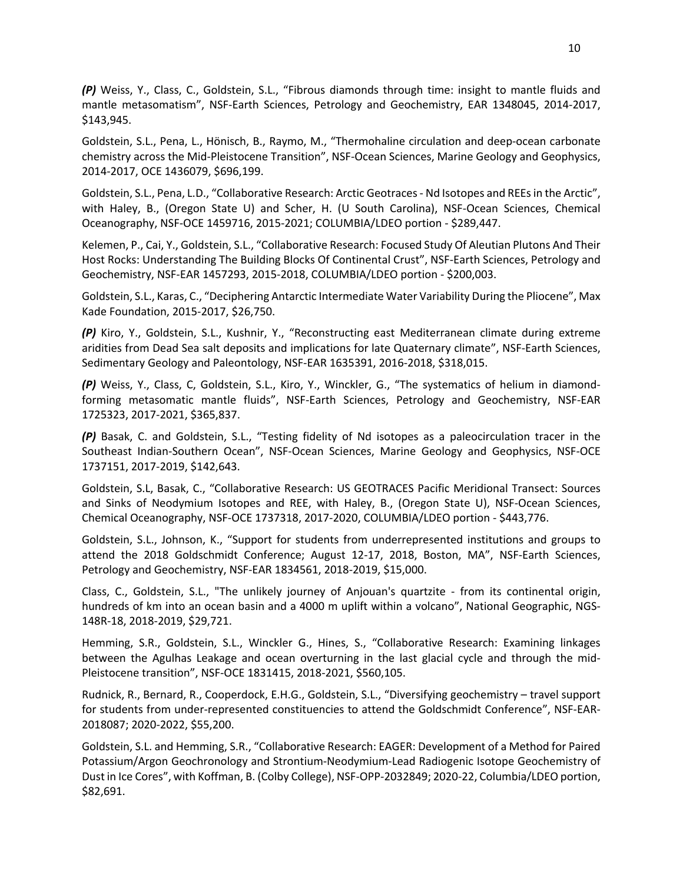***(P)*** Weiss, Y., Class, C., Goldstein, S.L., “Fibrous diamonds through time: insight to mantle fluids and mantle metasomatism”, NSF-Earth Sciences, Petrology and Geochemistry, EAR 1348045, 2014-2017, $143,945.

Goldstein, S.L., Pena, L., Hönisch, B., Raymo, M., “Thermohaline circulation and deep-ocean carbonate chemistry across the Mid-Pleistocene Transition”, NSF-Ocean Sciences, Marine Geology and Geophysics, 2014-2017, OCE 1436079, $696,199.

Goldstein, S.L., Pena, L.D., “Collaborative Research: Arctic Geotraces - Nd Isotopes and REEs in the Arctic”, with Haley, B., (Oregon State U) and Scher, H. (U South Carolina), NSF-Ocean Sciences, Chemical Oceanography, NSF-OCE 1459716, 2015-2021; COLUMBIA/LDEO portion - $289,447.

Kelemen, P., Cai, Y., Goldstein, S.L., “Collaborative Research: Focused Study Of Aleutian Plutons And Their Host Rocks: Understanding The Building Blocks Of Continental Crust”, NSF-Earth Sciences, Petrology and Geochemistry, NSF-EAR 1457293, 2015-2018, COLUMBIA/LDEO portion - $200,003.

Goldstein, S.L., Karas, C., “Deciphering Antarctic Intermediate Water Variability During the Pliocene”, Max Kade Foundation, 2015-2017, $26,750.

***(P)*** Kiro, Y., Goldstein, S.L., Kushnir, Y., “Reconstructing east Mediterranean climate during extreme aridities from Dead Sea salt deposits and implications for late Quaternary climate”, NSF-Earth Sciences, Sedimentary Geology and Paleontology, NSF-EAR 1635391, 2016-2018, $318,015.

***(P)*** Weiss, Y., Class, C, Goldstein, S.L., Kiro, Y., Winckler, G., “The systematics of helium in diamond-forming metasomatic mantle fluids”, NSF-Earth Sciences, Petrology and Geochemistry, NSF-EAR 1725323, 2017-2021, $365,837.

***(P)*** Basak, C. and Goldstein, S.L., “Testing fidelity of Nd isotopes as a paleocirculation tracer in the Southeast Indian-Southern Ocean”, NSF-Ocean Sciences, Marine Geology and Geophysics, NSF-OCE 1737151, 2017-2019, $142,643.

Goldstein, S.L, Basak, C., “Collaborative Research: US GEOTRACES Pacific Meridional Transect: Sources and Sinks of Neodymium Isotopes and REE, with Haley, B., (Oregon State U), NSF-Ocean Sciences, Chemical Oceanography, NSF-OCE 1737318, 2017-2020, COLUMBIA/LDEO portion - $443,776.

Goldstein, S.L., Johnson, K., “Support for students from underrepresented institutions and groups to attend the 2018 Goldschmidt Conference; August 12-17, 2018, Boston, MA”, NSF-Earth Sciences, Petrology and Geochemistry, NSF-EAR 1834561, 2018-2019, $15,000.

Class, C., Goldstein, S.L., "The unlikely journey of Anjouan's quartzite - from its continental origin, hundreds of km into an ocean basin and a 4000 m uplift within a volcano”, National Geographic, NGS-148R-18, 2018-2019, $29,721.

Hemming, S.R., Goldstein, S.L., Winckler G., Hines, S., “Collaborative Research: Examining linkages between the Agulhas Leakage and ocean overturning in the last glacial cycle and through the mid-Pleistocene transition”, NSF-OCE 1831415, 2018-2021, $560,105.

Rudnick, R., Bernard, R., Cooperdock, E.H.G., Goldstein, S.L., “Diversifying geochemistry – travel support for students from under-represented constituencies to attend the Goldschmidt Conference”, NSF-EAR-2018087; 2020-2022, $55,200.

Goldstein, S.L. and Hemming, S.R., “Collaborative Research: EAGER: Development of a Method for Paired Potassium/Argon Geochronology and Strontium-Neodymium-Lead Radiogenic Isotope Geochemistry of Dust in Ice Cores”, with Koffman, B. (Colby College), NSF-OPP-2032849; 2020-22, Columbia/LDEO portion, $82,691.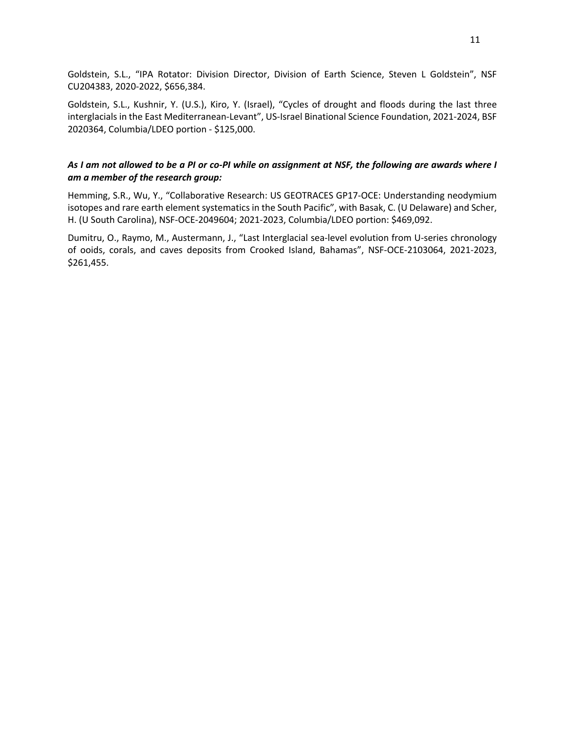Goldstein, S.L., “IPA Rotator: Division Director, Division of Earth Science, Steven L Goldstein”, NSF CU204383, 2020-2022, $656,384.

Goldstein, S.L., Kushnir, Y. (U.S.), Kiro, Y. (Israel), “Cycles of drought and floods during the last three interglacials in the East Mediterranean-Levant”, US-Israel Binational Science Foundation, 2021-2024, BSF 2020364, Columbia/LDEO portion - $125,000.

***As I am not allowed to be a PI or co-PI while on assignment at NSF, the following are awards where I am a member of the research group:***

Hemming, S.R., Wu, Y., “Collaborative Research: US GEOTRACES GP17-OCE: Understanding neodymium isotopes and rare earth element systematics in the South Pacific”, with Basak, C. (U Delaware) and Scher, H. (U South Carolina), NSF-OCE-2049604; 2021-2023, Columbia/LDEO portion: $469,092.

Dumitru, O., Raymo, M., Austermann, J., “Last Interglacial sea-level evolution from U-series chronology of ooids, corals, and caves deposits from Crooked Island, Bahamas”, NSF-OCE-2103064, 2021-2023, $261,455.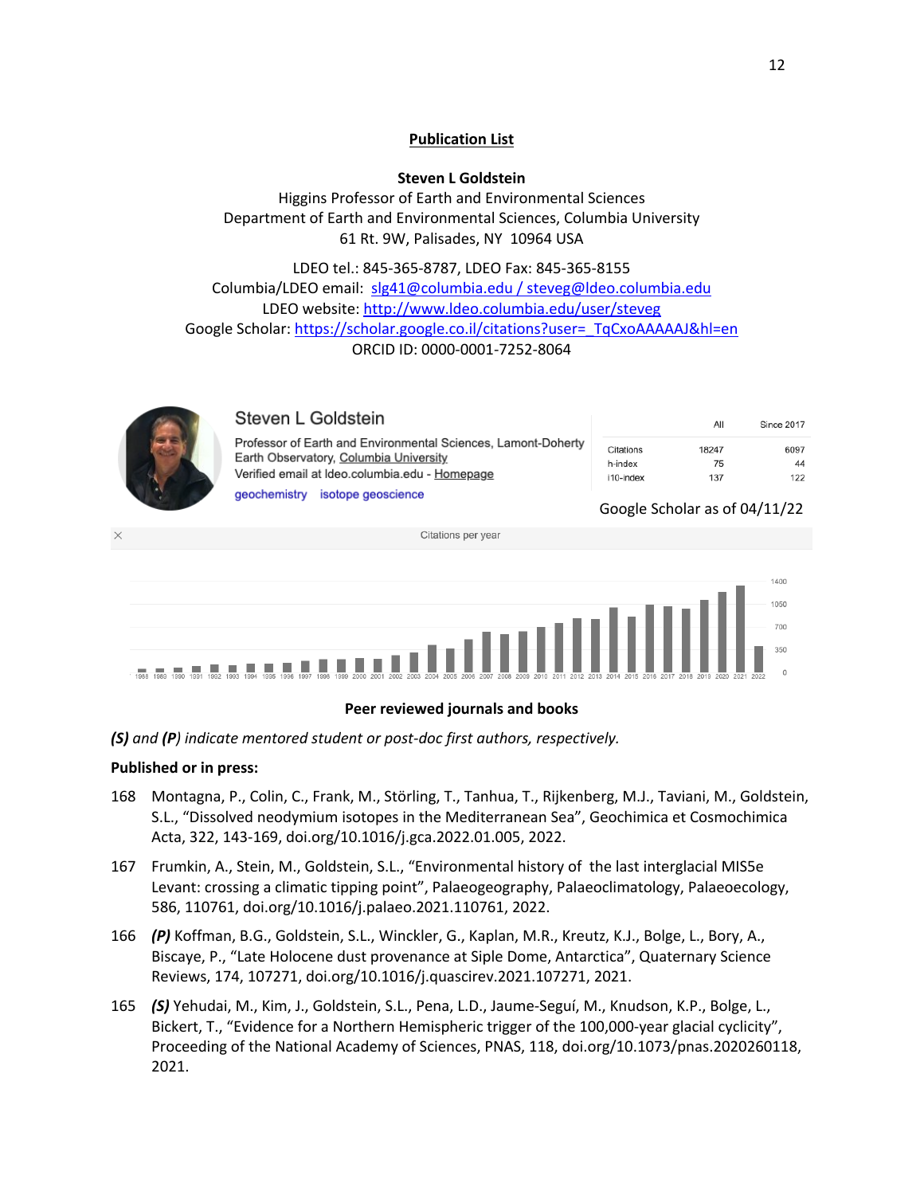## Publication List

**Steven L Goldstein**
Higgins Professor of Earth and Environmental Sciences
Department of Earth and Environmental Sciences, Columbia University
61 Rt. 9W, Palisades, NY 10964 USA

LDEO tel.: 845-365-8787, LDEO Fax: 845-365-8155
Columbia/LDEO email: slg41@columbia.edu / steveg@ldeo.columbia.edu
LDEO website: http://www.ldeo.columbia.edu/user/steveg
Google Scholar: https://scholar.google.co.il/citations?user=_TqCxoAAAAAJ&hl=en
ORCID ID: 0000-0001-7252-8064

Steven L Goldstein
Professor of Earth and Environmental Sciences, Lamont-Doherty Earth Observatory, Columbia University
Verified email at ldeo.columbia.edu - Homepage
geochemistry isotope geoscience

| | All | Since 2017 |
|---|---|---|
| Citations | 18247 | 6097 |
| h-index | 75 | 44 |
| i10-index | 137 | 122 |

Google Scholar as of 04/11/22

Citations per year

### Peer reviewed journals and books

***(S)*** *and* ***(P)*** *indicate mentored student or post-doc first authors, respectively.*

**Published or in press:**

168 Montagna, P., Colin, C., Frank, M., Störling, T., Tanhua, T., Rijkenberg, M.J., Taviani, M., Goldstein, S.L., "Dissolved neodymium isotopes in the Mediterranean Sea", Geochimica et Cosmochimica Acta, 322, 143-169, doi.org/10.1016/j.gca.2022.01.005, 2022.

167 Frumkin, A., Stein, M., Goldstein, S.L., "Environmental history of the last interglacial MIS5e Levant: crossing a climatic tipping point", Palaeogeography, Palaeoclimatology, Palaeoecology, 586, 110761, doi.org/10.1016/j.palaeo.2021.110761, 2022.

166 ***(P)*** Koffman, B.G., Goldstein, S.L., Winckler, G., Kaplan, M.R., Kreutz, K.J., Bolge, L., Bory, A., Biscaye, P., "Late Holocene dust provenance at Siple Dome, Antarctica", Quaternary Science Reviews, 174, 107271, doi.org/10.1016/j.quascirev.2021.107271, 2021.

165 ***(S)*** Yehudai, M., Kim, J., Goldstein, S.L., Pena, L.D., Jaume-Seguí, M., Knudson, K.P., Bolge, L., Bickert, T., "Evidence for a Northern Hemispheric trigger of the 100,000-year glacial cyclicity", Proceeding of the National Academy of Sciences, PNAS, 118, doi.org/10.1073/pnas.2020260118, 2021.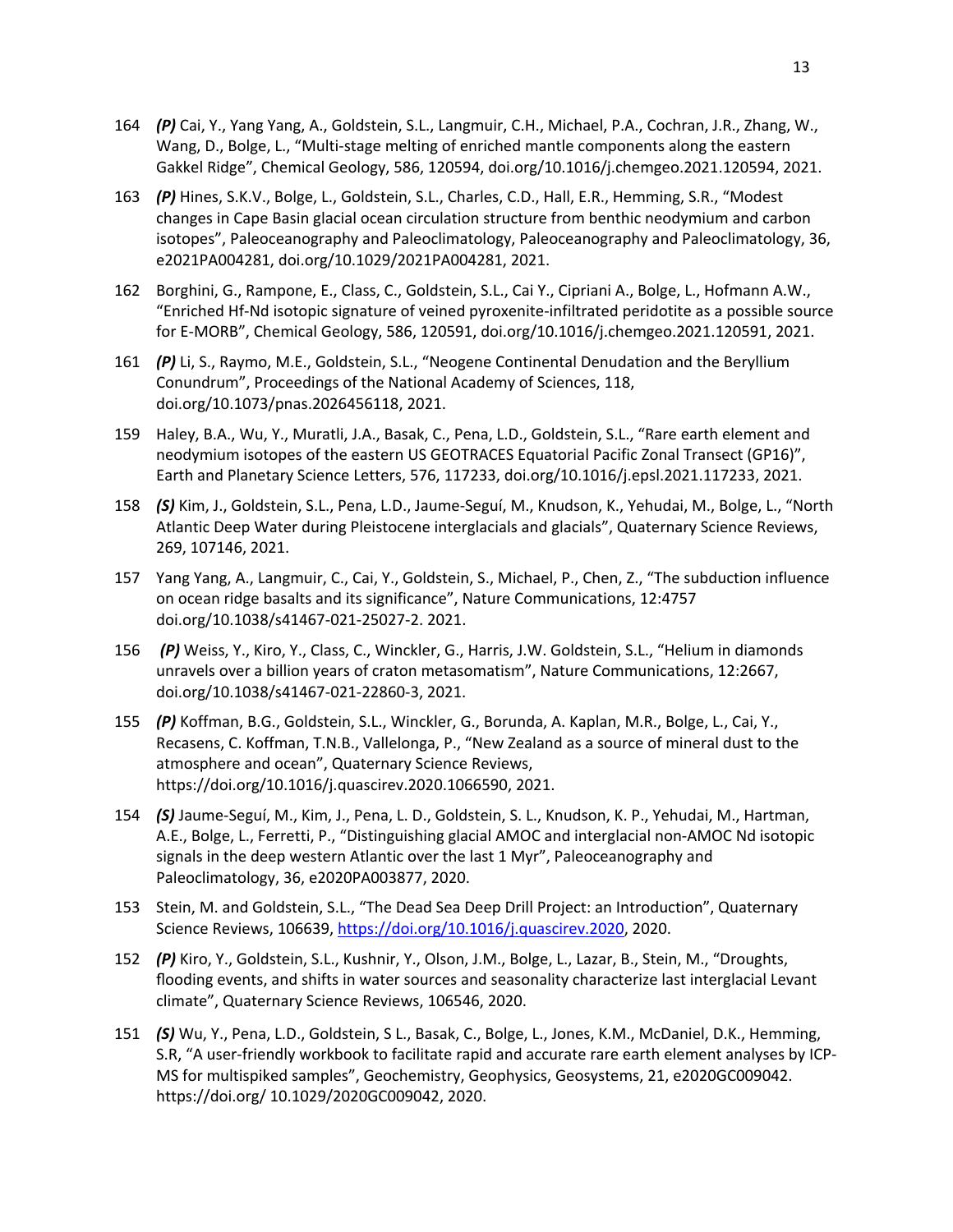164 ***(P)*** Cai, Y., Yang Yang, A., Goldstein, S.L., Langmuir, C.H., Michael, P.A., Cochran, J.R., Zhang, W., Wang, D., Bolge, L., "Multi-stage melting of enriched mantle components along the eastern Gakkel Ridge", Chemical Geology, 586, 120594, doi.org/10.1016/j.chemgeo.2021.120594, 2021.

163 ***(P)*** Hines, S.K.V., Bolge, L., Goldstein, S.L., Charles, C.D., Hall, E.R., Hemming, S.R., "Modest changes in Cape Basin glacial ocean circulation structure from benthic neodymium and carbon isotopes", Paleoceanography and Paleoclimatology, Paleoceanography and Paleoclimatology, 36, e2021PA004281, doi.org/10.1029/2021PA004281, 2021.

162 Borghini, G., Rampone, E., Class, C., Goldstein, S.L., Cai Y., Cipriani A., Bolge, L., Hofmann A.W., "Enriched Hf-Nd isotopic signature of veined pyroxenite-infiltrated peridotite as a possible source for E-MORB", Chemical Geology, 586, 120591, doi.org/10.1016/j.chemgeo.2021.120591, 2021.

161 ***(P)*** Li, S., Raymo, M.E., Goldstein, S.L., "Neogene Continental Denudation and the Beryllium Conundrum", Proceedings of the National Academy of Sciences, 118, doi.org/10.1073/pnas.2026456118, 2021.

159 Haley, B.A., Wu, Y., Muratli, J.A., Basak, C., Pena, L.D., Goldstein, S.L., "Rare earth element and neodymium isotopes of the eastern US GEOTRACES Equatorial Pacific Zonal Transect (GP16)", Earth and Planetary Science Letters, 576, 117233, doi.org/10.1016/j.epsl.2021.117233, 2021.

158 ***(S)*** Kim, J., Goldstein, S.L., Pena, L.D., Jaume-Seguí, M., Knudson, K., Yehudai, M., Bolge, L., "North Atlantic Deep Water during Pleistocene interglacials and glacials", Quaternary Science Reviews, 269, 107146, 2021.

157 Yang Yang, A., Langmuir, C., Cai, Y., Goldstein, S., Michael, P., Chen, Z., "The subduction influence on ocean ridge basalts and its significance", Nature Communications, 12:4757 doi.org/10.1038/s41467-021-25027-2. 2021.

156 ***(P)*** Weiss, Y., Kiro, Y., Class, C., Winckler, G., Harris, J.W. Goldstein, S.L., "Helium in diamonds unravels over a billion years of craton metasomatism", Nature Communications, 12:2667, doi.org/10.1038/s41467-021-22860-3, 2021.

155 ***(P)*** Koffman, B.G., Goldstein, S.L., Winckler, G., Borunda, A. Kaplan, M.R., Bolge, L., Cai, Y., Recasens, C. Koffman, T.N.B., Vallelonga, P., "New Zealand as a source of mineral dust to the atmosphere and ocean", Quaternary Science Reviews, https://doi.org/10.1016/j.quascirev.2020.1066590, 2021.

154 ***(S)*** Jaume-Seguí, M., Kim, J., Pena, L. D., Goldstein, S. L., Knudson, K. P., Yehudai, M., Hartman, A.E., Bolge, L., Ferretti, P., "Distinguishing glacial AMOC and interglacial non-AMOC Nd isotopic signals in the deep western Atlantic over the last 1 Myr", Paleoceanography and Paleoclimatology, 36, e2020PA003877, 2020.

153 Stein, M. and Goldstein, S.L., "The Dead Sea Deep Drill Project: an Introduction", Quaternary Science Reviews, 106639, https://doi.org/10.1016/j.quascirev.2020, 2020.

152 ***(P)*** Kiro, Y., Goldstein, S.L., Kushnir, Y., Olson, J.M., Bolge, L., Lazar, B., Stein, M., "Droughts, flooding events, and shifts in water sources and seasonality characterize last interglacial Levant climate", Quaternary Science Reviews, 106546, 2020.

151 ***(S)*** Wu, Y., Pena, L.D., Goldstein, S L., Basak, C., Bolge, L., Jones, K.M., McDaniel, D.K., Hemming, S.R, "A user-friendly workbook to facilitate rapid and accurate rare earth element analyses by ICP-MS for multispiked samples", Geochemistry, Geophysics, Geosystems, 21, e2020GC009042. https://doi.org/ 10.1029/2020GC009042, 2020.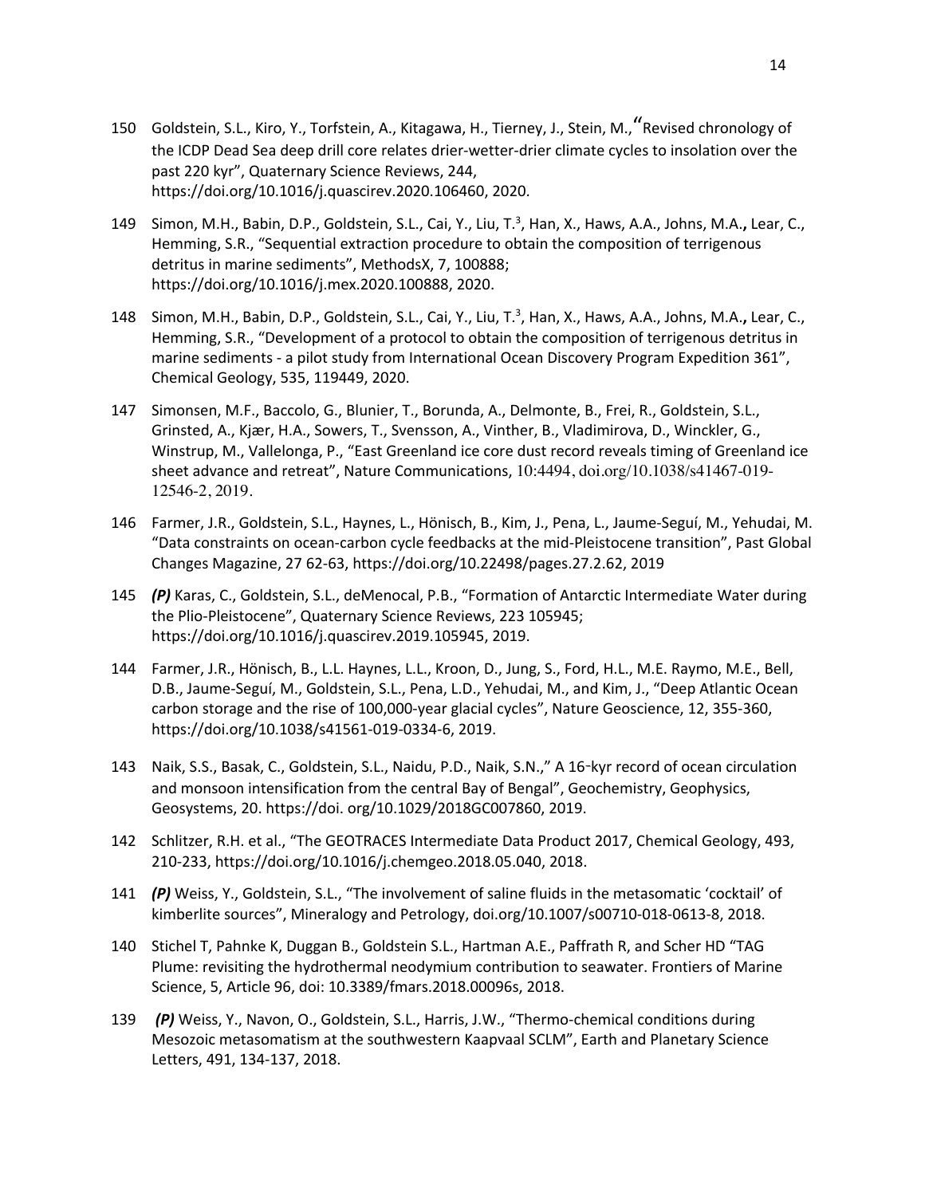150 Goldstein, S.L., Kiro, Y., Torfstein, A., Kitagawa, H., Tierney, J., Stein, M.,"Revised chronology of the ICDP Dead Sea deep drill core relates drier-wetter-drier climate cycles to insolation over the past 220 kyr", Quaternary Science Reviews, 244, https://doi.org/10.1016/j.quascirev.2020.106460, 2020.

149 Simon, M.H., Babin, D.P., Goldstein, S.L., Cai, Y., Liu, T.[3], Han, X., Haws, A.A., Johns, M.A.**,** Lear, C., Hemming, S.R., "Sequential extraction procedure to obtain the composition of terrigenous detritus in marine sediments", MethodsX, 7, 100888; https://doi.org/10.1016/j.mex.2020.100888, 2020.

148 Simon, M.H., Babin, D.P., Goldstein, S.L., Cai, Y., Liu, T.[3], Han, X., Haws, A.A., Johns, M.A.**,** Lear, C., Hemming, S.R., "Development of a protocol to obtain the composition of terrigenous detritus in marine sediments - a pilot study from International Ocean Discovery Program Expedition 361", Chemical Geology, 535, 119449, 2020.

147 Simonsen, M.F., Baccolo, G., Blunier, T., Borunda, A., Delmonte, B., Frei, R., Goldstein, S.L., Grinsted, A., Kjær, H.A., Sowers, T., Svensson, A., Vinther, B., Vladimirova, D., Winckler, G., Winstrup, M., Vallelonga, P., "East Greenland ice core dust record reveals timing of Greenland ice sheet advance and retreat", Nature Communications, 10:4494, doi.org/10.1038/s41467-019-12546-2, 2019.

146 Farmer, J.R., Goldstein, S.L., Haynes, L., Hönisch, B., Kim, J., Pena, L., Jaume-Seguí, M., Yehudai, M. "Data constraints on ocean-carbon cycle feedbacks at the mid-Pleistocene transition", Past Global Changes Magazine, 27 62-63, https://doi.org/10.22498/pages.27.2.62, 2019

145 ***(P)*** Karas, C., Goldstein, S.L., deMenocal, P.B., "Formation of Antarctic Intermediate Water during the Plio-Pleistocene", Quaternary Science Reviews, 223 105945; https://doi.org/10.1016/j.quascirev.2019.105945, 2019.

144 Farmer, J.R., Hönisch, B., L.L. Haynes, L.L., Kroon, D., Jung, S., Ford, H.L., M.E. Raymo, M.E., Bell, D.B., Jaume-Seguí, M., Goldstein, S.L., Pena, L.D., Yehudai, M., and Kim, J., "Deep Atlantic Ocean carbon storage and the rise of 100,000-year glacial cycles", Nature Geoscience, 12, 355-360, https://doi.org/10.1038/s41561-019-0334-6, 2019.

143 Naik, S.S., Basak, C., Goldstein, S.L., Naidu, P.D., Naik, S.N.," A 16‑kyr record of ocean circulation and monsoon intensification from the central Bay of Bengal", Geochemistry, Geophysics, Geosystems, 20. https://doi. org/10.1029/2018GC007860, 2019.

142 Schlitzer, R.H. et al., "The GEOTRACES Intermediate Data Product 2017, Chemical Geology, 493, 210-233, https://doi.org/10.1016/j.chemgeo.2018.05.040, 2018.

141 ***(P)*** Weiss, Y., Goldstein, S.L., "The involvement of saline fluids in the metasomatic 'cocktail' of kimberlite sources", Mineralogy and Petrology, doi.org/10.1007/s00710-018-0613-8, 2018.

140 Stichel T, Pahnke K, Duggan B., Goldstein S.L., Hartman A.E., Paffrath R, and Scher HD "TAG Plume: revisiting the hydrothermal neodymium contribution to seawater. Frontiers of Marine Science, 5, Article 96, doi: 10.3389/fmars.2018.00096s, 2018.

139 ***(P)*** Weiss, Y., Navon, O., Goldstein, S.L., Harris, J.W., "Thermo-chemical conditions during Mesozoic metasomatism at the southwestern Kaapvaal SCLM", Earth and Planetary Science Letters, 491, 134-137, 2018.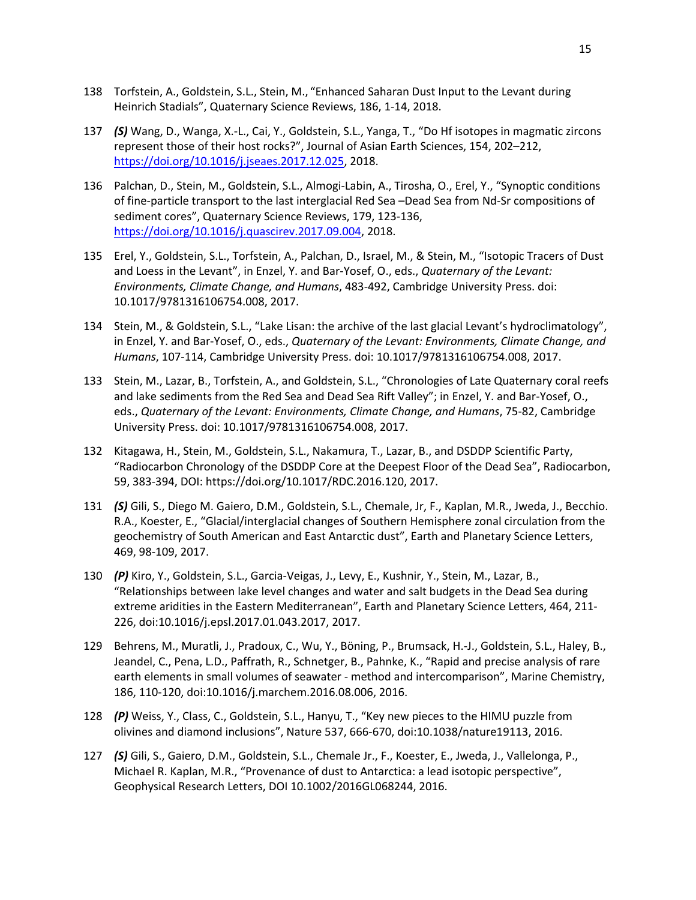138 Torfstein, A., Goldstein, S.L., Stein, M., "Enhanced Saharan Dust Input to the Levant during Heinrich Stadials", Quaternary Science Reviews, 186, 1-14, 2018.

137 ***(S)*** Wang, D., Wanga, X.-L., Cai, Y., Goldstein, S.L., Yanga, T., "Do Hf isotopes in magmatic zircons represent those of their host rocks?", Journal of Asian Earth Sciences, 154, 202–212, https://doi.org/10.1016/j.jseaes.2017.12.025, 2018.

136 Palchan, D., Stein, M., Goldstein, S.L., Almogi-Labin, A., Tirosha, O., Erel, Y., "Synoptic conditions of fine-particle transport to the last interglacial Red Sea –Dead Sea from Nd-Sr compositions of sediment cores", Quaternary Science Reviews, 179, 123-136, https://doi.org/10.1016/j.quascirev.2017.09.004, 2018.

135 Erel, Y., Goldstein, S.L., Torfstein, A., Palchan, D., Israel, M., & Stein, M., "Isotopic Tracers of Dust and Loess in the Levant", in Enzel, Y. and Bar-Yosef, O., eds., *Quaternary of the Levant: Environments, Climate Change, and Humans*, 483-492, Cambridge University Press. doi: 10.1017/9781316106754.008, 2017.

134 Stein, M., & Goldstein, S.L., "Lake Lisan: the archive of the last glacial Levant's hydroclimatology", in Enzel, Y. and Bar-Yosef, O., eds., *Quaternary of the Levant: Environments, Climate Change, and Humans*, 107-114, Cambridge University Press. doi: 10.1017/9781316106754.008, 2017.

133 Stein, M., Lazar, B., Torfstein, A., and Goldstein, S.L., "Chronologies of Late Quaternary coral reefs and lake sediments from the Red Sea and Dead Sea Rift Valley"; in Enzel, Y. and Bar-Yosef, O., eds., *Quaternary of the Levant: Environments, Climate Change, and Humans*, 75-82, Cambridge University Press. doi: 10.1017/9781316106754.008, 2017.

132 Kitagawa, H., Stein, M., Goldstein, S.L., Nakamura, T., Lazar, B., and DSDDP Scientific Party, "Radiocarbon Chronology of the DSDDP Core at the Deepest Floor of the Dead Sea", Radiocarbon, 59, 383-394, DOI: https://doi.org/10.1017/RDC.2016.120, 2017.

131 ***(S)*** Gili, S., Diego M. Gaiero, D.M., Goldstein, S.L., Chemale, Jr, F., Kaplan, M.R., Jweda, J., Becchio. R.A., Koester, E., "Glacial/interglacial changes of Southern Hemisphere zonal circulation from the geochemistry of South American and East Antarctic dust", Earth and Planetary Science Letters, 469, 98-109, 2017.

130 ***(P)*** Kiro, Y., Goldstein, S.L., Garcia-Veigas, J., Levy, E., Kushnir, Y., Stein, M., Lazar, B., "Relationships between lake level changes and water and salt budgets in the Dead Sea during extreme aridities in the Eastern Mediterranean", Earth and Planetary Science Letters, 464, 211-226, doi:10.1016/j.epsl.2017.01.043.2017, 2017.

129 Behrens, M., Muratli, J., Pradoux, C., Wu, Y., Böning, P., Brumsack, H.-J., Goldstein, S.L., Haley, B., Jeandel, C., Pena, L.D., Paffrath, R., Schnetger, B., Pahnke, K., "Rapid and precise analysis of rare earth elements in small volumes of seawater - method and intercomparison", Marine Chemistry, 186, 110-120, doi:10.1016/j.marchem.2016.08.006, 2016.

128 ***(P)*** Weiss, Y., Class, C., Goldstein, S.L., Hanyu, T., "Key new pieces to the HIMU puzzle from olivines and diamond inclusions", Nature 537, 666-670, doi:10.1038/nature19113, 2016.

127 ***(S)*** Gili, S., Gaiero, D.M., Goldstein, S.L., Chemale Jr., F., Koester, E., Jweda, J., Vallelonga, P., Michael R. Kaplan, M.R., "Provenance of dust to Antarctica: a lead isotopic perspective", Geophysical Research Letters, DOI 10.1002/2016GL068244, 2016.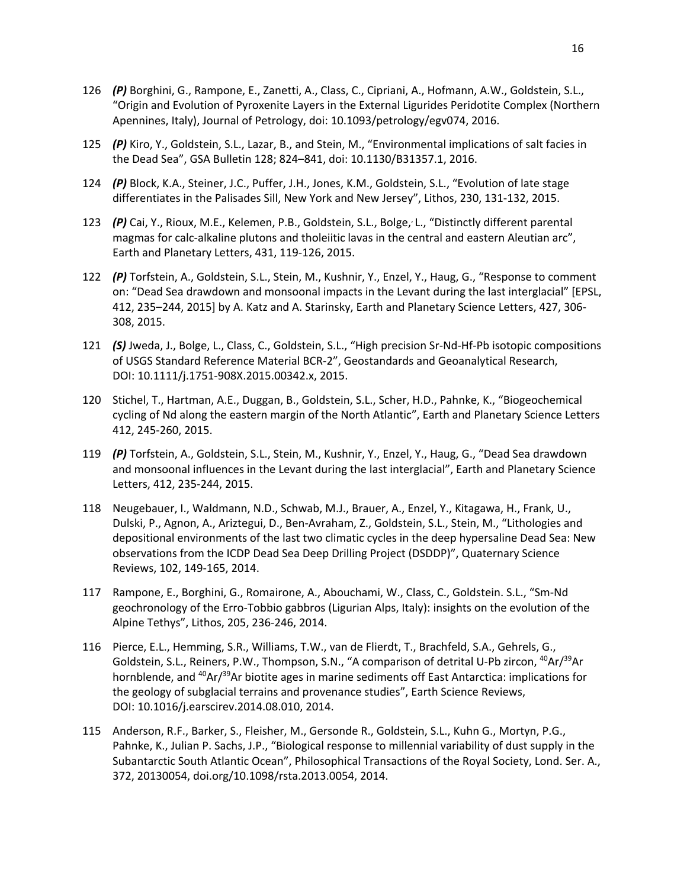126 ***(P)*** Borghini, G., Rampone, E., Zanetti, A., Class, C., Cipriani, A., Hofmann, A.W., Goldstein, S.L., "Origin and Evolution of Pyroxenite Layers in the External Ligurides Peridotite Complex (Northern Apennines, Italy), Journal of Petrology, doi: 10.1093/petrology/egv074, 2016.

125 ***(P)*** Kiro, Y., Goldstein, S.L., Lazar, B., and Stein, M., "Environmental implications of salt facies in the Dead Sea", GSA Bulletin 128; 824–841, doi: 10.1130/B31357.1, 2016.

124 ***(P)*** Block, K.A., Steiner, J.C., Puffer, J.H., Jones, K.M., Goldstein, S.L., "Evolution of late stage differentiates in the Palisades Sill, New York and New Jersey", Lithos, 230, 131-132, 2015.

123 ***(P)*** Cai, Y., Rioux, M.E., Kelemen, P.B., Goldstein, S.L., Bolge,' L., "Distinctly different parental magmas for calc-alkaline plutons and tholeiitic lavas in the central and eastern Aleutian arc", Earth and Planetary Letters, 431, 119-126, 2015.

122 ***(P)*** Torfstein, A., Goldstein, S.L., Stein, M., Kushnir, Y., Enzel, Y., Haug, G., "Response to comment on: "Dead Sea drawdown and monsoonal impacts in the Levant during the last interglacial" [EPSL, 412, 235–244, 2015] by A. Katz and A. Starinsky, Earth and Planetary Science Letters, 427, 306-308, 2015.

121 ***(S)*** Jweda, J., Bolge, L., Class, C., Goldstein, S.L., "High precision Sr-Nd-Hf-Pb isotopic compositions of USGS Standard Reference Material BCR-2", Geostandards and Geoanalytical Research, DOI: 10.1111/j.1751-908X.2015.00342.x, 2015.

120 Stichel, T., Hartman, A.E., Duggan, B., Goldstein, S.L., Scher, H.D., Pahnke, K., "Biogeochemical cycling of Nd along the eastern margin of the North Atlantic", Earth and Planetary Science Letters 412, 245-260, 2015.

119 ***(P)*** Torfstein, A., Goldstein, S.L., Stein, M., Kushnir, Y., Enzel, Y., Haug, G., "Dead Sea drawdown and monsoonal influences in the Levant during the last interglacial", Earth and Planetary Science Letters, 412, 235-244, 2015.

118 Neugebauer, I., Waldmann, N.D., Schwab, M.J., Brauer, A., Enzel, Y., Kitagawa, H., Frank, U., Dulski, P., Agnon, A., Ariztegui, D., Ben-Avraham, Z., Goldstein, S.L., Stein, M., "Lithologies and depositional environments of the last two climatic cycles in the deep hypersaline Dead Sea: New observations from the ICDP Dead Sea Deep Drilling Project (DSDDP)", Quaternary Science Reviews, 102, 149-165, 2014.

117 Rampone, E., Borghini, G., Romairone, A., Abouchami, W., Class, C., Goldstein. S.L., "Sm-Nd geochronology of the Erro-Tobbio gabbros (Ligurian Alps, Italy): insights on the evolution of the Alpine Tethys", Lithos, 205, 236-246, 2014.

116 Pierce, E.L., Hemming, S.R., Williams, T.W., van de Flierdt, T., Brachfeld, S.A., Gehrels, G., Goldstein, S.L., Reiners, P.W., Thompson, S.N., "A comparison of detrital U-Pb zircon, $^{40}Ar/^{39}Ar$ hornblende, and $^{40}Ar/^{39}Ar$ biotite ages in marine sediments off East Antarctica: implications for the geology of subglacial terrains and provenance studies", Earth Science Reviews, DOI: 10.1016/j.earscirev.2014.08.010, 2014.

115 Anderson, R.F., Barker, S., Fleisher, M., Gersonde R., Goldstein, S.L., Kuhn G., Mortyn, P.G., Pahnke, K., Julian P. Sachs, J.P., "Biological response to millennial variability of dust supply in the Subantarctic South Atlantic Ocean", Philosophical Transactions of the Royal Society, Lond. Ser. A., 372, 20130054, doi.org/10.1098/rsta.2013.0054, 2014.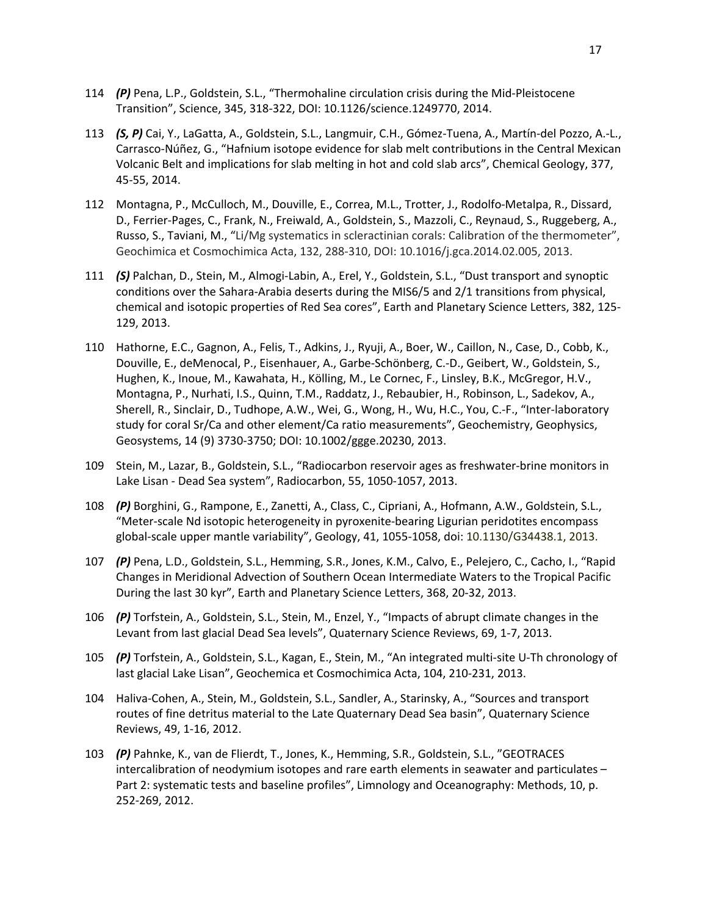114 ***(P)*** Pena, L.P., Goldstein, S.L., “Thermohaline circulation crisis during the Mid-Pleistocene Transition”, Science, 345, 318-322, DOI: 10.1126/science.1249770, 2014.

113 ***(S, P)*** Cai, Y., LaGatta, A., Goldstein, S.L., Langmuir, C.H., Gómez-Tuena, A., Martín-del Pozzo, A.-L., Carrasco-Núñez, G., “Hafnium isotope evidence for slab melt contributions in the Central Mexican Volcanic Belt and implications for slab melting in hot and cold slab arcs”, Chemical Geology, 377, 45-55, 2014.

112 Montagna, P., McCulloch, M., Douville, E., Correa, M.L., Trotter, J., Rodolfo-Metalpa, R., Dissard, D., Ferrier-Pages, C., Frank, N., Freiwald, A., Goldstein, S., Mazzoli, C., Reynaud, S., Ruggeberg, A., Russo, S., Taviani, M., “Li/Mg systematics in scleractinian corals: Calibration of the thermometer”, Geochimica et Cosmochimica Acta, 132, 288-310, DOI: 10.1016/j.gca.2014.02.005, 2013.

111 ***(S)*** Palchan, D., Stein, M., Almogi-Labin, A., Erel, Y., Goldstein, S.L., “Dust transport and synoptic conditions over the Sahara-Arabia deserts during the MIS6/5 and 2/1 transitions from physical, chemical and isotopic properties of Red Sea cores”, Earth and Planetary Science Letters, 382, 125-129, 2013.

110 Hathorne, E.C., Gagnon, A., Felis, T., Adkins, J., Ryuji, A., Boer, W., Caillon, N., Case, D., Cobb, K., Douville, E., deMenocal, P., Eisenhauer, A., Garbe-Schönberg, C.-D., Geibert, W., Goldstein, S., Hughen, K., Inoue, M., Kawahata, H., Kölling, M., Le Cornec, F., Linsley, B.K., McGregor, H.V., Montagna, P., Nurhati, I.S., Quinn, T.M., Raddatz, J., Rebaubier, H., Robinson, L., Sadekov, A., Sherell, R., Sinclair, D., Tudhope, A.W., Wei, G., Wong, H., Wu, H.C., You, C.-F., “Inter-laboratory study for coral Sr/Ca and other element/Ca ratio measurements”, Geochemistry, Geophysics, Geosystems, 14 (9) 3730-3750; DOI: 10.1002/ggge.20230, 2013.

109 Stein, M., Lazar, B., Goldstein, S.L., “Radiocarbon reservoir ages as freshwater-brine monitors in Lake Lisan - Dead Sea system”, Radiocarbon, 55, 1050-1057, 2013.

108 ***(P)*** Borghini, G., Rampone, E., Zanetti, A., Class, C., Cipriani, A., Hofmann, A.W., Goldstein, S.L., “Meter-scale Nd isotopic heterogeneity in pyroxenite-bearing Ligurian peridotites encompass global-scale upper mantle variability”, Geology, 41, 1055-1058, doi: 10.1130/G34438.1, 2013.

107 ***(P)*** Pena, L.D., Goldstein, S.L., Hemming, S.R., Jones, K.M., Calvo, E., Pelejero, C., Cacho, I., “Rapid Changes in Meridional Advection of Southern Ocean Intermediate Waters to the Tropical Pacific During the last 30 kyr”, Earth and Planetary Science Letters, 368, 20-32, 2013.

106 ***(P)*** Torfstein, A., Goldstein, S.L., Stein, M., Enzel, Y., “Impacts of abrupt climate changes in the Levant from last glacial Dead Sea levels”, Quaternary Science Reviews, 69, 1-7, 2013.

105 ***(P)*** Torfstein, A., Goldstein, S.L., Kagan, E., Stein, M., “An integrated multi-site U-Th chronology of last glacial Lake Lisan”, Geochemica et Cosmochimica Acta, 104, 210-231, 2013.

104 Haliva-Cohen, A., Stein, M., Goldstein, S.L., Sandler, A., Starinsky, A., “Sources and transport routes of fine detritus material to the Late Quaternary Dead Sea basin”, Quaternary Science Reviews, 49, 1-16, 2012.

103 ***(P)*** Pahnke, K., van de Flierdt, T., Jones, K., Hemming, S.R., Goldstein, S.L., ”GEOTRACES intercalibration of neodymium isotopes and rare earth elements in seawater and particulates – Part 2: systematic tests and baseline profiles”, Limnology and Oceanography: Methods, 10, p. 252-269, 2012.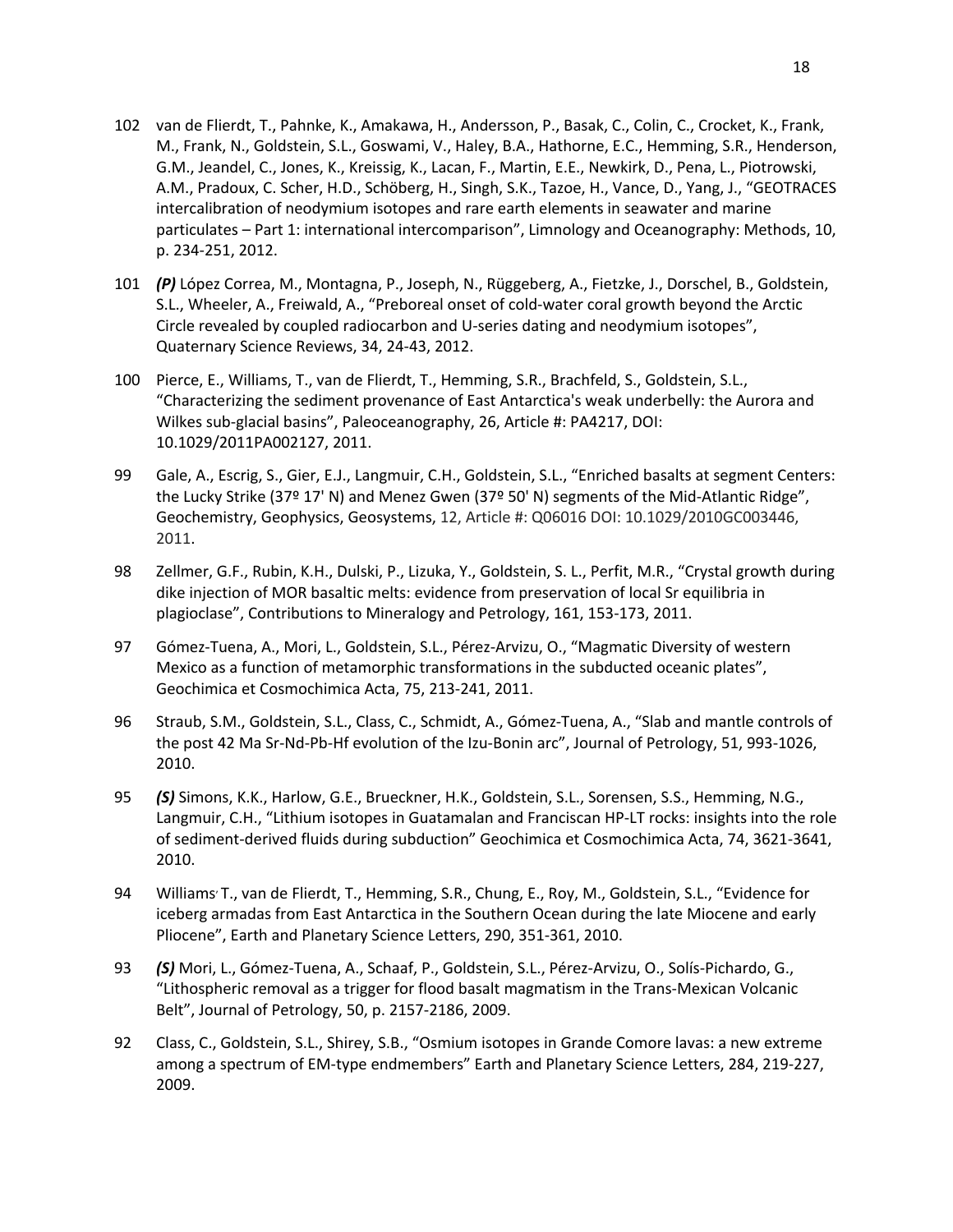102 van de Flierdt, T., Pahnke, K., Amakawa, H., Andersson, P., Basak, C., Colin, C., Crocket, K., Frank, M., Frank, N., Goldstein, S.L., Goswami, V., Haley, B.A., Hathorne, E.C., Hemming, S.R., Henderson, G.M., Jeandel, C., Jones, K., Kreissig, K., Lacan, F., Martin, E.E., Newkirk, D., Pena, L., Piotrowski, A.M., Pradoux, C. Scher, H.D., Schöberg, H., Singh, S.K., Tazoe, H., Vance, D., Yang, J., "GEOTRACES intercalibration of neodymium isotopes and rare earth elements in seawater and marine particulates – Part 1: international intercomparison", Limnology and Oceanography: Methods, 10, p. 234-251, 2012.

101 ***(P)*** López Correa, M., Montagna, P., Joseph, N., Rüggeberg, A., Fietzke, J., Dorschel, B., Goldstein, S.L., Wheeler, A., Freiwald, A., "Preboreal onset of cold-water coral growth beyond the Arctic Circle revealed by coupled radiocarbon and U-series dating and neodymium isotopes", Quaternary Science Reviews, 34, 24-43, 2012.

100 Pierce, E., Williams, T., van de Flierdt, T., Hemming, S.R., Brachfeld, S., Goldstein, S.L., "Characterizing the sediment provenance of East Antarctica's weak underbelly: the Aurora and Wilkes sub-glacial basins", Paleoceanography, 26, Article #: PA4217, DOI: 10.1029/2011PA002127, 2011.

99 Gale, A., Escrig, S., Gier, E.J., Langmuir, C.H., Goldstein, S.L., "Enriched basalts at segment Centers: the Lucky Strike (37º 17' N) and Menez Gwen (37º 50' N) segments of the Mid-Atlantic Ridge", Geochemistry, Geophysics, Geosystems, 12, Article #: Q06016 DOI: 10.1029/2010GC003446, 2011.

98 Zellmer, G.F., Rubin, K.H., Dulski, P., Lizuka, Y., Goldstein, S. L., Perfit, M.R., "Crystal growth during dike injection of MOR basaltic melts: evidence from preservation of local Sr equilibria in plagioclase", Contributions to Mineralogy and Petrology, 161, 153-173, 2011.

97 Gómez-Tuena, A., Mori, L., Goldstein, S.L., Pérez-Arvizu, O., "Magmatic Diversity of western Mexico as a function of metamorphic transformations in the subducted oceanic plates", Geochimica et Cosmochimica Acta, 75, 213-241, 2011.

96 Straub, S.M., Goldstein, S.L., Class, C., Schmidt, A., Gómez-Tuena, A., "Slab and mantle controls of the post 42 Ma Sr-Nd-Pb-Hf evolution of the Izu-Bonin arc", Journal of Petrology, 51, 993-1026, 2010.

95 ***(S)*** Simons, K.K., Harlow, G.E., Brueckner, H.K., Goldstein, S.L., Sorensen, S.S., Hemming, N.G., Langmuir, C.H., "Lithium isotopes in Guatamalan and Franciscan HP-LT rocks: insights into the role of sediment-derived fluids during subduction" Geochimica et Cosmochimica Acta, 74, 3621-3641, 2010.

94 Williams, T., van de Flierdt, T., Hemming, S.R., Chung, E., Roy, M., Goldstein, S.L., "Evidence for iceberg armadas from East Antarctica in the Southern Ocean during the late Miocene and early Pliocene", Earth and Planetary Science Letters, 290, 351-361, 2010.

93 ***(S)*** Mori, L., Gómez-Tuena, A., Schaaf, P., Goldstein, S.L., Pérez-Arvizu, O., Solís-Pichardo, G., "Lithospheric removal as a trigger for flood basalt magmatism in the Trans-Mexican Volcanic Belt", Journal of Petrology, 50, p. 2157-2186, 2009.

92 Class, C., Goldstein, S.L., Shirey, S.B., "Osmium isotopes in Grande Comore lavas: a new extreme among a spectrum of EM-type endmembers" Earth and Planetary Science Letters, 284, 219-227, 2009.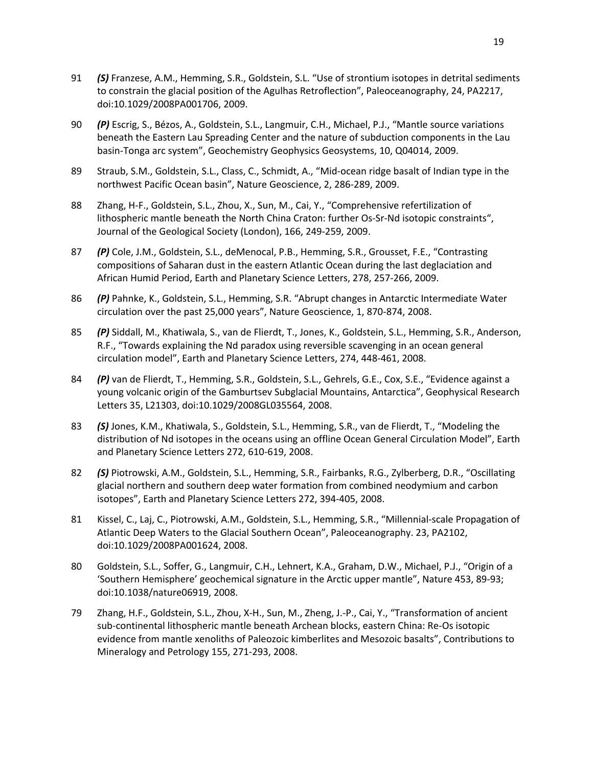91 ***(S)*** Franzese, A.M., Hemming, S.R., Goldstein, S.L. "Use of strontium isotopes in detrital sediments to constrain the glacial position of the Agulhas Retroflection", Paleoceanography, 24, PA2217, doi:10.1029/2008PA001706, 2009.

90 ***(P)*** Escrig, S., Bézos, A., Goldstein, S.L., Langmuir, C.H., Michael, P.J., "Mantle source variations beneath the Eastern Lau Spreading Center and the nature of subduction components in the Lau basin-Tonga arc system", Geochemistry Geophysics Geosystems, 10, Q04014, 2009.

89 Straub, S.M., Goldstein, S.L., Class, C., Schmidt, A., "Mid-ocean ridge basalt of Indian type in the northwest Pacific Ocean basin", Nature Geoscience, 2, 286-289, 2009.

88 Zhang, H-F., Goldstein, S.L., Zhou, X., Sun, M., Cai, Y., "Comprehensive refertilization of lithospheric mantle beneath the North China Craton: further Os-Sr-Nd isotopic constraints", Journal of the Geological Society (London), 166, 249-259, 2009.

87 ***(P)*** Cole, J.M., Goldstein, S.L., deMenocal, P.B., Hemming, S.R., Grousset, F.E., "Contrasting compositions of Saharan dust in the eastern Atlantic Ocean during the last deglaciation and African Humid Period, Earth and Planetary Science Letters, 278, 257-266, 2009.

86 ***(P)*** Pahnke, K., Goldstein, S.L., Hemming, S.R. "Abrupt changes in Antarctic Intermediate Water circulation over the past 25,000 years", Nature Geoscience, 1, 870-874, 2008.

85 ***(P)*** Siddall, M., Khatiwala, S., van de Flierdt, T., Jones, K., Goldstein, S.L., Hemming, S.R., Anderson, R.F., "Towards explaining the Nd paradox using reversible scavenging in an ocean general circulation model", Earth and Planetary Science Letters, 274, 448-461, 2008.

84 ***(P)*** van de Flierdt, T., Hemming, S.R., Goldstein, S.L., Gehrels, G.E., Cox, S.E., "Evidence against a young volcanic origin of the Gamburtsev Subglacial Mountains, Antarctica", Geophysical Research Letters 35, L21303, doi:10.1029/2008GL035564, 2008.

83 ***(S)*** Jones, K.M., Khatiwala, S., Goldstein, S.L., Hemming, S.R., van de Flierdt, T., "Modeling the distribution of Nd isotopes in the oceans using an offline Ocean General Circulation Model", Earth and Planetary Science Letters 272, 610-619, 2008.

82 ***(S)*** Piotrowski, A.M., Goldstein, S.L., Hemming, S.R., Fairbanks, R.G., Zylberberg, D.R., "Oscillating glacial northern and southern deep water formation from combined neodymium and carbon isotopes", Earth and Planetary Science Letters 272, 394-405, 2008.

81 Kissel, C., Laj, C., Piotrowski, A.M., Goldstein, S.L., Hemming, S.R., "Millennial-scale Propagation of Atlantic Deep Waters to the Glacial Southern Ocean", Paleoceanography. 23, PA2102, doi:10.1029/2008PA001624, 2008.

80 Goldstein, S.L., Soffer, G., Langmuir, C.H., Lehnert, K.A., Graham, D.W., Michael, P.J., "Origin of a 'Southern Hemisphere' geochemical signature in the Arctic upper mantle", Nature 453, 89-93; doi:10.1038/nature06919, 2008.

79 Zhang, H.F., Goldstein, S.L., Zhou, X-H., Sun, M., Zheng, J.-P., Cai, Y., "Transformation of ancient sub-continental lithospheric mantle beneath Archean blocks, eastern China: Re-Os isotopic evidence from mantle xenoliths of Paleozoic kimberlites and Mesozoic basalts", Contributions to Mineralogy and Petrology 155, 271-293, 2008.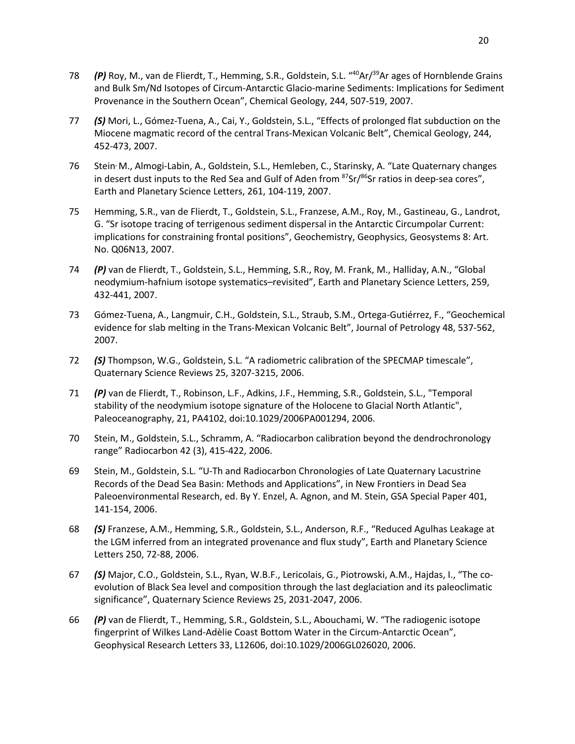78 ***(P)*** Roy, M., van de Flierdt, T., Hemming, S.R., Goldstein, S.L. "$^{40}Ar/^{39}Ar$ ages of Hornblende Grains and Bulk Sm/Nd Isotopes of Circum-Antarctic Glacio-marine Sediments: Implications for Sediment Provenance in the Southern Ocean", Chemical Geology, 244, 507-519, 2007.

77 ***(S)*** Mori, L., Gómez-Tuena, A., Cai, Y., Goldstein, S.L., "Effects of prolonged flat subduction on the Miocene magmatic record of the central Trans-Mexican Volcanic Belt", Chemical Geology, 244, 452-473, 2007.

76 Stein, M., Almogi-Labin, A., Goldstein, S.L., Hemleben, C., Starinsky, A. "Late Quaternary changes in desert dust inputs to the Red Sea and Gulf of Aden from $^{87}Sr/^{86}Sr$ ratios in deep-sea cores", Earth and Planetary Science Letters, 261, 104-119, 2007.

75 Hemming, S.R., van de Flierdt, T., Goldstein, S.L., Franzese, A.M., Roy, M., Gastineau, G., Landrot, G. "Sr isotope tracing of terrigenous sediment dispersal in the Antarctic Circumpolar Current: implications for constraining frontal positions", Geochemistry, Geophysics, Geosystems 8: Art. No. Q06N13, 2007.

74 ***(P)*** van de Flierdt, T., Goldstein, S.L., Hemming, S.R., Roy, M. Frank, M., Halliday, A.N., "Global neodymium-hafnium isotope systematics–revisited", Earth and Planetary Science Letters, 259, 432-441, 2007.

73 Gómez-Tuena, A., Langmuir, C.H., Goldstein, S.L., Straub, S.M., Ortega-Gutiérrez, F., "Geochemical evidence for slab melting in the Trans-Mexican Volcanic Belt", Journal of Petrology 48, 537-562, 2007.

72 ***(S)*** Thompson, W.G., Goldstein, S.L. "A radiometric calibration of the SPECMAP timescale", Quaternary Science Reviews 25, 3207-3215, 2006.

71 ***(P)*** van de Flierdt, T., Robinson, L.F., Adkins, J.F., Hemming, S.R., Goldstein, S.L., "Temporal stability of the neodymium isotope signature of the Holocene to Glacial North Atlantic", Paleoceanography, 21, PA4102, doi:10.1029/2006PA001294, 2006.

70 Stein, M., Goldstein, S.L., Schramm, A. "Radiocarbon calibration beyond the dendrochronology range" Radiocarbon 42 (3), 415-422, 2006.

69 Stein, M., Goldstein, S.L. "U-Th and Radiocarbon Chronologies of Late Quaternary Lacustrine Records of the Dead Sea Basin: Methods and Applications", in New Frontiers in Dead Sea Paleoenvironmental Research, ed. By Y. Enzel, A. Agnon, and M. Stein, GSA Special Paper 401, 141-154, 2006.

68 ***(S)*** Franzese, A.M., Hemming, S.R., Goldstein, S.L., Anderson, R.F., "Reduced Agulhas Leakage at the LGM inferred from an integrated provenance and flux study", Earth and Planetary Science Letters 250, 72-88, 2006.

67 ***(S)*** Major, C.O., Goldstein, S.L., Ryan, W.B.F., Lericolais, G., Piotrowski, A.M., Hajdas, I., "The co-evolution of Black Sea level and composition through the last deglaciation and its paleoclimatic significance", Quaternary Science Reviews 25, 2031-2047, 2006.

66 ***(P)*** van de Flierdt, T., Hemming, S.R., Goldstein, S.L., Abouchami, W. "The radiogenic isotope fingerprint of Wilkes Land-Adèlie Coast Bottom Water in the Circum-Antarctic Ocean", Geophysical Research Letters 33, L12606, doi:10.1029/2006GL026020, 2006.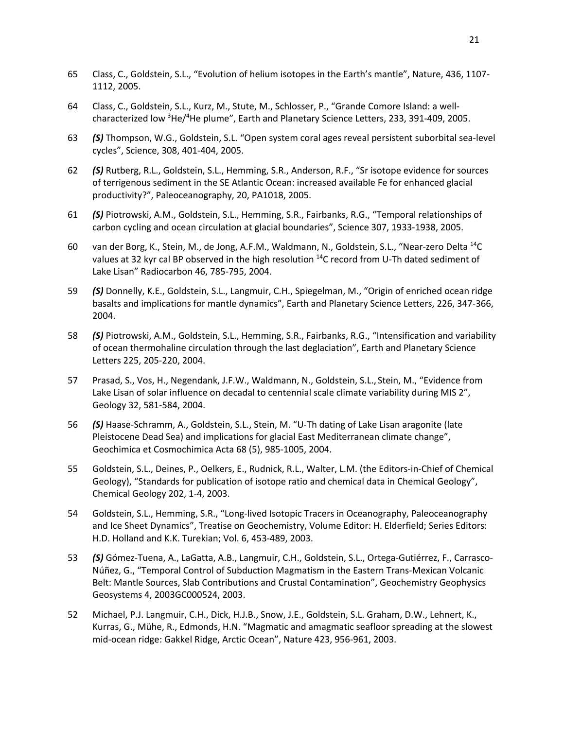65 Class, C., Goldstein, S.L., "Evolution of helium isotopes in the Earth's mantle", Nature, 436, 1107-1112, 2005.

64 Class, C., Goldstein, S.L., Kurz, M., Stute, M., Schlosser, P., "Grande Comore Island: a well-characterized low $^{3}He/^{4}He$ plume", Earth and Planetary Science Letters, 233, 391-409, 2005.

63 ***(S)*** Thompson, W.G., Goldstein, S.L. "Open system coral ages reveal persistent suborbital sea-level cycles", Science, 308, 401-404, 2005.

62 ***(S)*** Rutberg, R.L., Goldstein, S.L., Hemming, S.R., Anderson, R.F., "Sr isotope evidence for sources of terrigenous sediment in the SE Atlantic Ocean: increased available Fe for enhanced glacial productivity?", Paleoceanography, 20, PA1018, 2005.

61 ***(S)*** Piotrowski, A.M., Goldstein, S.L., Hemming, S.R., Fairbanks, R.G., "Temporal relationships of carbon cycling and ocean circulation at glacial boundaries", Science 307, 1933-1938, 2005.

60 van der Borg, K., Stein, M., de Jong, A.F.M., Waldmann, N., Goldstein, S.L., "Near-zero Delta $^{14}C$ values at 32 kyr cal BP observed in the high resolution $^{14}C$ record from U-Th dated sediment of Lake Lisan" Radiocarbon 46, 785-795, 2004.

59 ***(S)*** Donnelly, K.E., Goldstein, S.L., Langmuir, C.H., Spiegelman, M., "Origin of enriched ocean ridge basalts and implications for mantle dynamics", Earth and Planetary Science Letters, 226, 347-366, 2004.

58 ***(S)*** Piotrowski, A.M., Goldstein, S.L., Hemming, S.R., Fairbanks, R.G., "Intensification and variability of ocean thermohaline circulation through the last deglaciation", Earth and Planetary Science Letters 225, 205-220, 2004.

57 Prasad, S., Vos, H., Negendank, J.F.W., Waldmann, N., Goldstein, S.L., Stein, M., "Evidence from Lake Lisan of solar influence on decadal to centennial scale climate variability during MIS 2", Geology 32, 581-584, 2004.

56 ***(S)*** Haase-Schramm, A., Goldstein, S.L., Stein, M. "U-Th dating of Lake Lisan aragonite (late Pleistocene Dead Sea) and implications for glacial East Mediterranean climate change", Geochimica et Cosmochimica Acta 68 (5), 985-1005, 2004.

55 Goldstein, S.L., Deines, P., Oelkers, E., Rudnick, R.L., Walter, L.M. (the Editors-in-Chief of Chemical Geology), "Standards for publication of isotope ratio and chemical data in Chemical Geology", Chemical Geology 202, 1-4, 2003.

54 Goldstein, S.L., Hemming, S.R., "Long-lived Isotopic Tracers in Oceanography, Paleoceanography and Ice Sheet Dynamics", Treatise on Geochemistry, Volume Editor: H. Elderfield; Series Editors: H.D. Holland and K.K. Turekian; Vol. 6, 453-489, 2003.

53 ***(S)*** Gómez-Tuena, A., LaGatta, A.B., Langmuir, C.H., Goldstein, S.L., Ortega-Gutiérrez, F., Carrasco-Núñez, G., "Temporal Control of Subduction Magmatism in the Eastern Trans-Mexican Volcanic Belt: Mantle Sources, Slab Contributions and Crustal Contamination", Geochemistry Geophysics Geosystems 4, 2003GC000524, 2003.

52 Michael, P.J. Langmuir, C.H., Dick, H.J.B., Snow, J.E., Goldstein, S.L. Graham, D.W., Lehnert, K., Kurras, G., Mühe, R., Edmonds, H.N. "Magmatic and amagmatic seafloor spreading at the slowest mid-ocean ridge: Gakkel Ridge, Arctic Ocean", Nature 423, 956-961, 2003.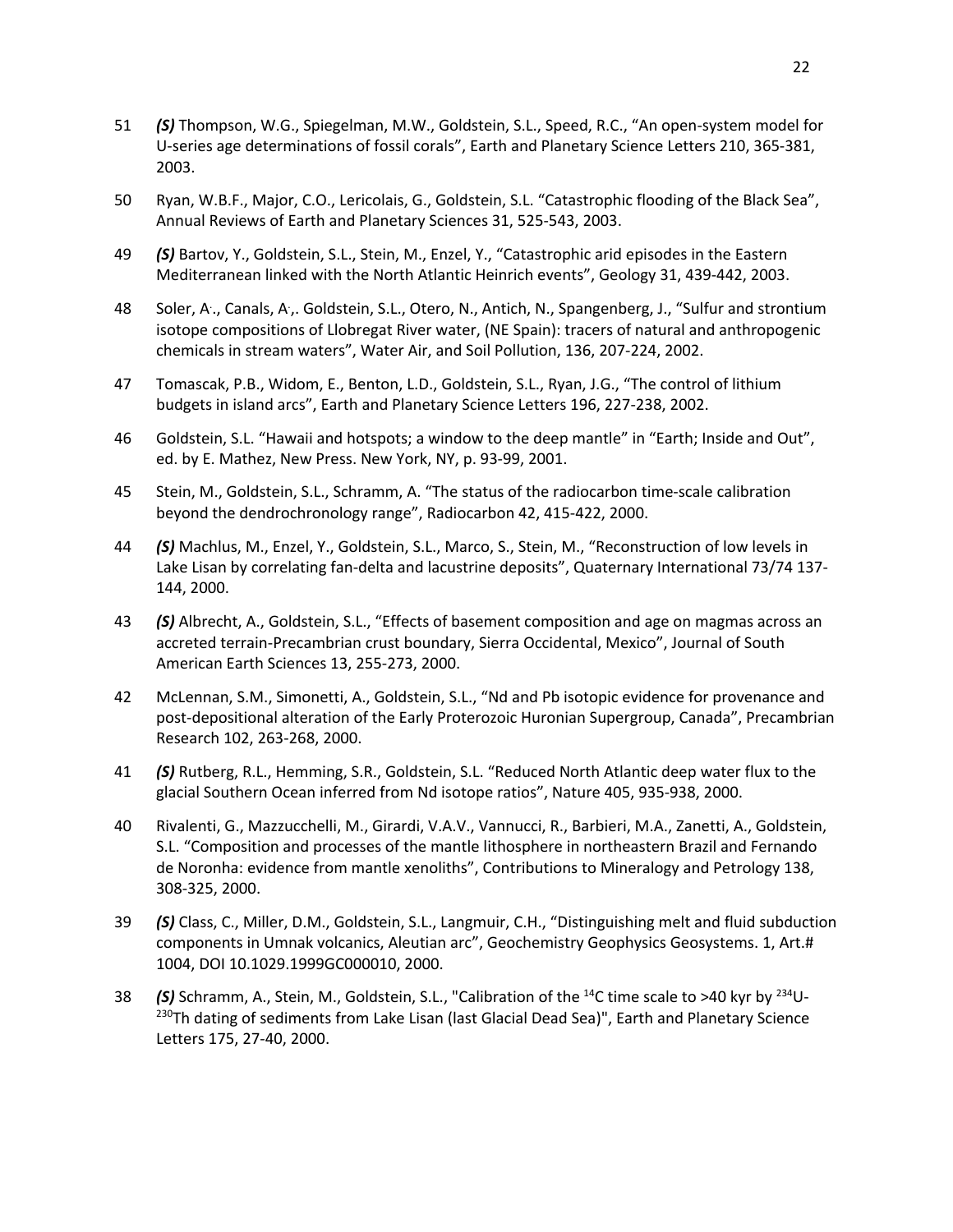51 ***(S)*** Thompson, W.G., Spiegelman, M.W., Goldstein, S.L., Speed, R.C., "An open-system model for U-series age determinations of fossil corals", Earth and Planetary Science Letters 210, 365-381, 2003.

50 Ryan, W.B.F., Major, C.O., Lericolais, G., Goldstein, S.L. "Catastrophic flooding of the Black Sea", Annual Reviews of Earth and Planetary Sciences 31, 525-543, 2003.

49 ***(S)*** Bartov, Y., Goldstein, S.L., Stein, M., Enzel, Y., "Catastrophic arid episodes in the Eastern Mediterranean linked with the North Atlantic Heinrich events", Geology 31, 439-442, 2003.

48 Soler, A.., Canals, A.,. Goldstein, S.L., Otero, N., Antich, N., Spangenberg, J., "Sulfur and strontium isotope compositions of Llobregat River water, (NE Spain): tracers of natural and anthropogenic chemicals in stream waters", Water Air, and Soil Pollution, 136, 207-224, 2002.

47 Tomascak, P.B., Widom, E., Benton, L.D., Goldstein, S.L., Ryan, J.G., "The control of lithium budgets in island arcs", Earth and Planetary Science Letters 196, 227-238, 2002.

46 Goldstein, S.L. "Hawaii and hotspots; a window to the deep mantle" in "Earth; Inside and Out", ed. by E. Mathez, New Press. New York, NY, p. 93-99, 2001.

45 Stein, M., Goldstein, S.L., Schramm, A. "The status of the radiocarbon time-scale calibration beyond the dendrochronology range", Radiocarbon 42, 415-422, 2000.

44 ***(S)*** Machlus, M., Enzel, Y., Goldstein, S.L., Marco, S., Stein, M., "Reconstruction of low levels in Lake Lisan by correlating fan-delta and lacustrine deposits", Quaternary International 73/74 137-144, 2000.

43 ***(S)*** Albrecht, A., Goldstein, S.L., "Effects of basement composition and age on magmas across an accreted terrain-Precambrian crust boundary, Sierra Occidental, Mexico", Journal of South American Earth Sciences 13, 255-273, 2000.

42 McLennan, S.M., Simonetti, A., Goldstein, S.L., "Nd and Pb isotopic evidence for provenance and post-depositional alteration of the Early Proterozoic Huronian Supergroup, Canada", Precambrian Research 102, 263-268, 2000.

41 ***(S)*** Rutberg, R.L., Hemming, S.R., Goldstein, S.L. "Reduced North Atlantic deep water flux to the glacial Southern Ocean inferred from Nd isotope ratios", Nature 405, 935-938, 2000.

40 Rivalenti, G., Mazzucchelli, M., Girardi, V.A.V., Vannucci, R., Barbieri, M.A., Zanetti, A., Goldstein, S.L. "Composition and processes of the mantle lithosphere in northeastern Brazil and Fernando de Noronha: evidence from mantle xenoliths", Contributions to Mineralogy and Petrology 138, 308-325, 2000.

39 ***(S)*** Class, C., Miller, D.M., Goldstein, S.L., Langmuir, C.H., "Distinguishing melt and fluid subduction components in Umnak volcanics, Aleutian arc", Geochemistry Geophysics Geosystems. 1, Art.# 1004, DOI 10.1029.1999GC000010, 2000.

38 ***(S)*** Schramm, A., Stein, M., Goldstein, S.L., "Calibration of the $^{14}$C time scale to >40 kyr by $^{234}$U-$^{230}$Th dating of sediments from Lake Lisan (last Glacial Dead Sea)", Earth and Planetary Science Letters 175, 27-40, 2000.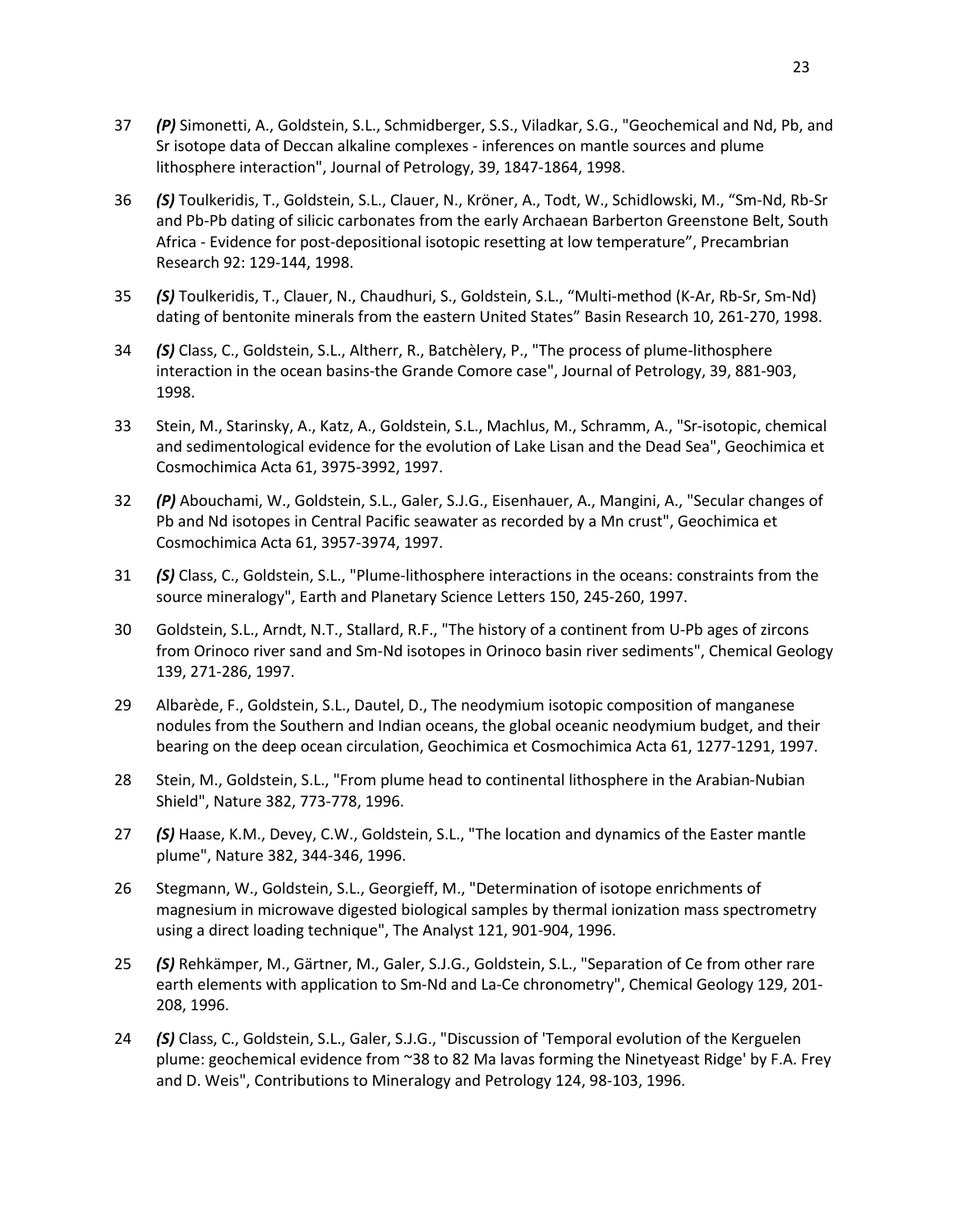37 ***(P)*** Simonetti, A., Goldstein, S.L., Schmidberger, S.S., Viladkar, S.G., "Geochemical and Nd, Pb, and Sr isotope data of Deccan alkaline complexes - inferences on mantle sources and plume lithosphere interaction", Journal of Petrology, 39, 1847-1864, 1998.

36 ***(S)*** Toulkeridis, T., Goldstein, S.L., Clauer, N., Kröner, A., Todt, W., Schidlowski, M., "Sm-Nd, Rb-Sr and Pb-Pb dating of silicic carbonates from the early Archaean Barberton Greenstone Belt, South Africa - Evidence for post-depositional isotopic resetting at low temperature", Precambrian Research 92: 129-144, 1998.

35 ***(S)*** Toulkeridis, T., Clauer, N., Chaudhuri, S., Goldstein, S.L., "Multi-method (K-Ar, Rb-Sr, Sm-Nd) dating of bentonite minerals from the eastern United States" Basin Research 10, 261-270, 1998.

34 ***(S)*** Class, C., Goldstein, S.L., Altherr, R., Batchèlery, P., "The process of plume-lithosphere interaction in the ocean basins-the Grande Comore case", Journal of Petrology, 39, 881-903, 1998.

33 Stein, M., Starinsky, A., Katz, A., Goldstein, S.L., Machlus, M., Schramm, A., "Sr-isotopic, chemical and sedimentological evidence for the evolution of Lake Lisan and the Dead Sea", Geochimica et Cosmochimica Acta 61, 3975-3992, 1997.

32 ***(P)*** Abouchami, W., Goldstein, S.L., Galer, S.J.G., Eisenhauer, A., Mangini, A., "Secular changes of Pb and Nd isotopes in Central Pacific seawater as recorded by a Mn crust", Geochimica et Cosmochimica Acta 61, 3957-3974, 1997.

31 ***(S)*** Class, C., Goldstein, S.L., "Plume-lithosphere interactions in the oceans: constraints from the source mineralogy", Earth and Planetary Science Letters 150, 245-260, 1997.

30 Goldstein, S.L., Arndt, N.T., Stallard, R.F., "The history of a continent from U-Pb ages of zircons from Orinoco river sand and Sm-Nd isotopes in Orinoco basin river sediments", Chemical Geology 139, 271-286, 1997.

29 Albarède, F., Goldstein, S.L., Dautel, D., The neodymium isotopic composition of manganese nodules from the Southern and Indian oceans, the global oceanic neodymium budget, and their bearing on the deep ocean circulation, Geochimica et Cosmochimica Acta 61, 1277-1291, 1997.

28 Stein, M., Goldstein, S.L., "From plume head to continental lithosphere in the Arabian-Nubian Shield", Nature 382, 773-778, 1996.

27 ***(S)*** Haase, K.M., Devey, C.W., Goldstein, S.L., "The location and dynamics of the Easter mantle plume", Nature 382, 344-346, 1996.

26 Stegmann, W., Goldstein, S.L., Georgieff, M., "Determination of isotope enrichments of magnesium in microwave digested biological samples by thermal ionization mass spectrometry using a direct loading technique", The Analyst 121, 901-904, 1996.

25 ***(S)*** Rehkämper, M., Gärtner, M., Galer, S.J.G., Goldstein, S.L., "Separation of Ce from other rare earth elements with application to Sm-Nd and La-Ce chronometry", Chemical Geology 129, 201-208, 1996.

24 ***(S)*** Class, C., Goldstein, S.L., Galer, S.J.G., "Discussion of 'Temporal evolution of the Kerguelen plume: geochemical evidence from ~38 to 82 Ma lavas forming the Ninetyeast Ridge' by F.A. Frey and D. Weis", Contributions to Mineralogy and Petrology 124, 98-103, 1996.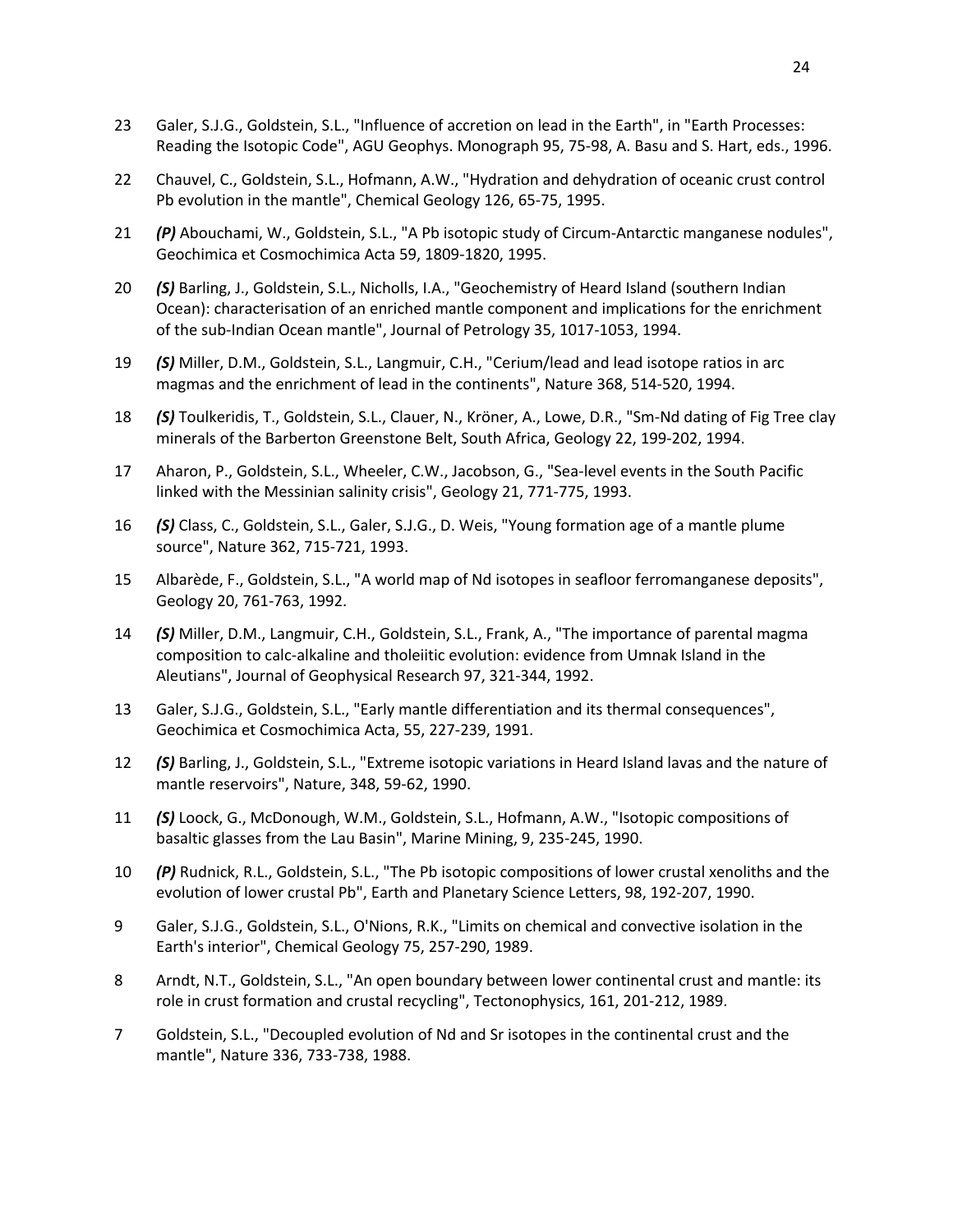23 Galer, S.J.G., Goldstein, S.L., "Influence of accretion on lead in the Earth", in "Earth Processes: Reading the Isotopic Code", AGU Geophys. Monograph 95, 75-98, A. Basu and S. Hart, eds., 1996.

22 Chauvel, C., Goldstein, S.L., Hofmann, A.W., "Hydration and dehydration of oceanic crust control Pb evolution in the mantle", Chemical Geology 126, 65-75, 1995.

21 ***(P)*** Abouchami, W., Goldstein, S.L., "A Pb isotopic study of Circum-Antarctic manganese nodules", Geochimica et Cosmochimica Acta 59, 1809-1820, 1995.

20 ***(S)*** Barling, J., Goldstein, S.L., Nicholls, I.A., "Geochemistry of Heard Island (southern Indian Ocean): characterisation of an enriched mantle component and implications for the enrichment of the sub-Indian Ocean mantle", Journal of Petrology 35, 1017-1053, 1994.

19 ***(S)*** Miller, D.M., Goldstein, S.L., Langmuir, C.H., "Cerium/lead and lead isotope ratios in arc magmas and the enrichment of lead in the continents", Nature 368, 514-520, 1994.

18 ***(S)*** Toulkeridis, T., Goldstein, S.L., Clauer, N., Kröner, A., Lowe, D.R., "Sm-Nd dating of Fig Tree clay minerals of the Barberton Greenstone Belt, South Africa, Geology 22, 199-202, 1994.

17 Aharon, P., Goldstein, S.L., Wheeler, C.W., Jacobson, G., "Sea-level events in the South Pacific linked with the Messinian salinity crisis", Geology 21, 771-775, 1993.

16 ***(S)*** Class, C., Goldstein, S.L., Galer, S.J.G., D. Weis, "Young formation age of a mantle plume source", Nature 362, 715-721, 1993.

15 Albarède, F., Goldstein, S.L., "A world map of Nd isotopes in seafloor ferromanganese deposits", Geology 20, 761-763, 1992.

14 ***(S)*** Miller, D.M., Langmuir, C.H., Goldstein, S.L., Frank, A., "The importance of parental magma composition to calc-alkaline and tholeiitic evolution: evidence from Umnak Island in the Aleutians", Journal of Geophysical Research 97, 321-344, 1992.

13 Galer, S.J.G., Goldstein, S.L., "Early mantle differentiation and its thermal consequences", Geochimica et Cosmochimica Acta, 55, 227-239, 1991.

12 ***(S)*** Barling, J., Goldstein, S.L., "Extreme isotopic variations in Heard Island lavas and the nature of mantle reservoirs", Nature, 348, 59-62, 1990.

11 ***(S)*** Loock, G., McDonough, W.M., Goldstein, S.L., Hofmann, A.W., "Isotopic compositions of basaltic glasses from the Lau Basin", Marine Mining, 9, 235-245, 1990.

10 ***(P)*** Rudnick, R.L., Goldstein, S.L., "The Pb isotopic compositions of lower crustal xenoliths and the evolution of lower crustal Pb", Earth and Planetary Science Letters, 98, 192-207, 1990.

9 Galer, S.J.G., Goldstein, S.L., O'Nions, R.K., "Limits on chemical and convective isolation in the Earth's interior", Chemical Geology 75, 257-290, 1989.

8 Arndt, N.T., Goldstein, S.L., "An open boundary between lower continental crust and mantle: its role in crust formation and crustal recycling", Tectonophysics, 161, 201-212, 1989.

7 Goldstein, S.L., "Decoupled evolution of Nd and Sr isotopes in the continental crust and the mantle", Nature 336, 733-738, 1988.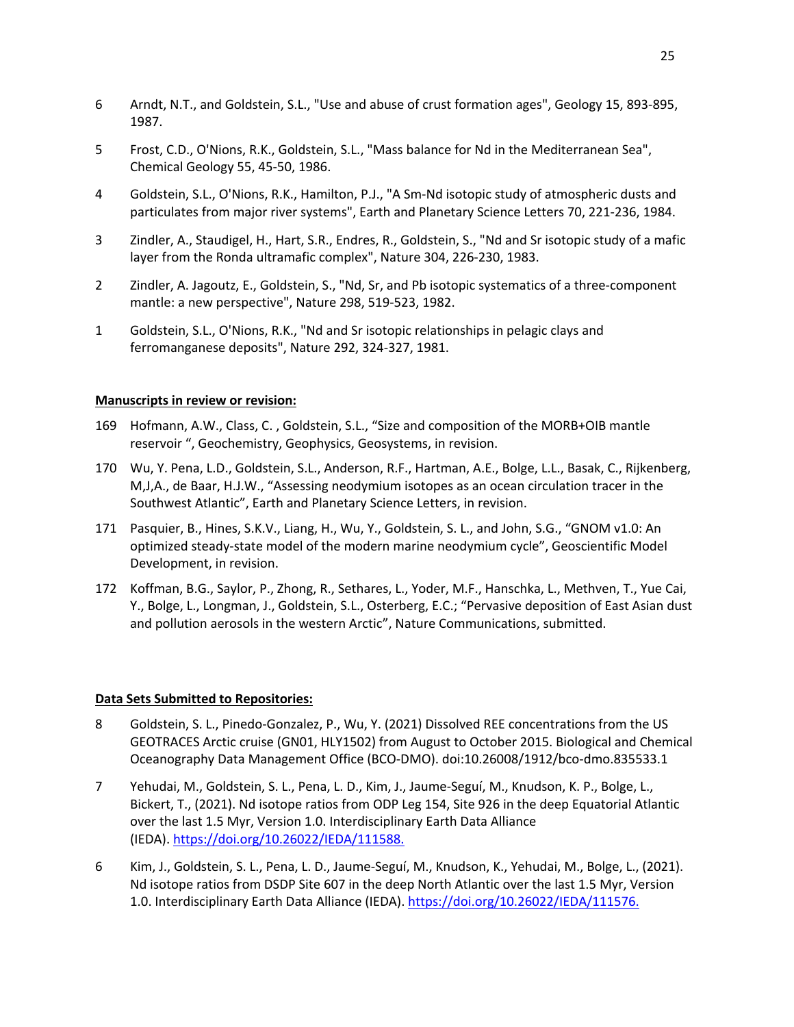6 Arndt, N.T., and Goldstein, S.L., "Use and abuse of crust formation ages", Geology 15, 893-895, 1987.

5 Frost, C.D., O'Nions, R.K., Goldstein, S.L., "Mass balance for Nd in the Mediterranean Sea", Chemical Geology 55, 45-50, 1986.

4 Goldstein, S.L., O'Nions, R.K., Hamilton, P.J., "A Sm-Nd isotopic study of atmospheric dusts and particulates from major river systems", Earth and Planetary Science Letters 70, 221-236, 1984.

3 Zindler, A., Staudigel, H., Hart, S.R., Endres, R., Goldstein, S., "Nd and Sr isotopic study of a mafic layer from the Ronda ultramafic complex", Nature 304, 226-230, 1983.

2 Zindler, A. Jagoutz, E., Goldstein, S., "Nd, Sr, and Pb isotopic systematics of a three-component mantle: a new perspective", Nature 298, 519-523, 1982.

1 Goldstein, S.L., O'Nions, R.K., "Nd and Sr isotopic relationships in pelagic clays and ferromanganese deposits", Nature 292, 324-327, 1981.

**Manuscripts in review or revision:**

169 Hofmann, A.W., Class, C. , Goldstein, S.L., "Size and composition of the MORB+OIB mantle reservoir ", Geochemistry, Geophysics, Geosystems, in revision.

170 Wu, Y. Pena, L.D., Goldstein, S.L., Anderson, R.F., Hartman, A.E., Bolge, L.L., Basak, C., Rijkenberg, M,J,A., de Baar, H.J.W., "Assessing neodymium isotopes as an ocean circulation tracer in the Southwest Atlantic", Earth and Planetary Science Letters, in revision.

171 Pasquier, B., Hines, S.K.V., Liang, H., Wu, Y., Goldstein, S. L., and John, S.G., "GNOM v1.0: An optimized steady-state model of the modern marine neodymium cycle", Geoscientific Model Development, in revision.

172 Koffman, B.G., Saylor, P., Zhong, R., Sethares, L., Yoder, M.F., Hanschka, L., Methven, T., Yue Cai, Y., Bolge, L., Longman, J., Goldstein, S.L., Osterberg, E.C.; "Pervasive deposition of East Asian dust and pollution aerosols in the western Arctic", Nature Communications, submitted.

**Data Sets Submitted to Repositories:**

8 Goldstein, S. L., Pinedo-Gonzalez, P., Wu, Y. (2021) Dissolved REE concentrations from the US GEOTRACES Arctic cruise (GN01, HLY1502) from August to October 2015. Biological and Chemical Oceanography Data Management Office (BCO-DMO). doi:10.26008/1912/bco-dmo.835533.1

7 Yehudai, M., Goldstein, S. L., Pena, L. D., Kim, J., Jaume-Seguí, M., Knudson, K. P., Bolge, L., Bickert, T., (2021). Nd isotope ratios from ODP Leg 154, Site 926 in the deep Equatorial Atlantic over the last 1.5 Myr, Version 1.0. Interdisciplinary Earth Data Alliance (IEDA). https://doi.org/10.26022/IEDA/111588.

6 Kim, J., Goldstein, S. L., Pena, L. D., Jaume-Seguí, M., Knudson, K., Yehudai, M., Bolge, L., (2021). Nd isotope ratios from DSDP Site 607 in the deep North Atlantic over the last 1.5 Myr, Version 1.0. Interdisciplinary Earth Data Alliance (IEDA). https://doi.org/10.26022/IEDA/111576.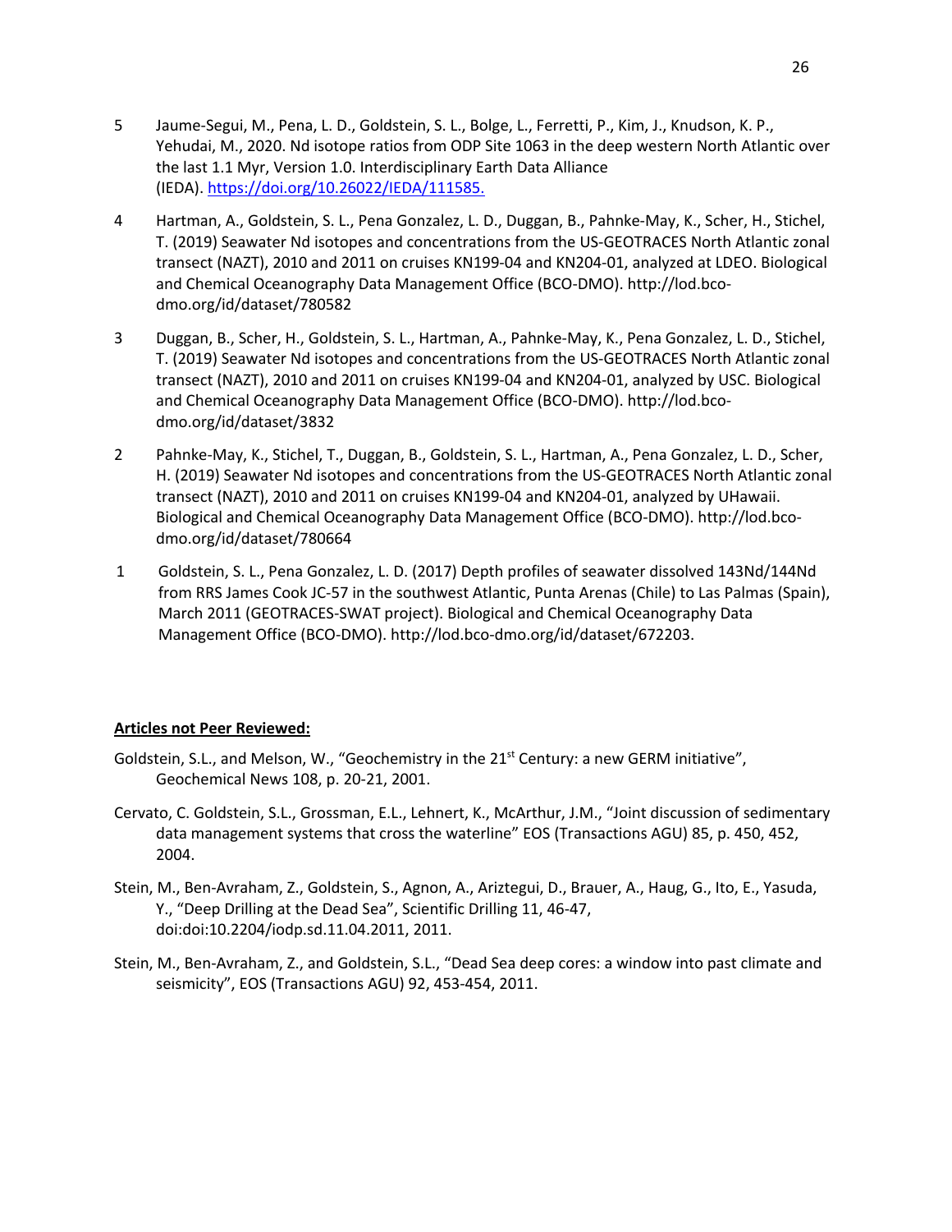5 Jaume-Segui, M., Pena, L. D., Goldstein, S. L., Bolge, L., Ferretti, P., Kim, J., Knudson, K. P., Yehudai, M., 2020. Nd isotope ratios from ODP Site 1063 in the deep western North Atlantic over the last 1.1 Myr, Version 1.0. Interdisciplinary Earth Data Alliance (IEDA). https://doi.org/10.26022/IEDA/111585.

4 Hartman, A., Goldstein, S. L., Pena Gonzalez, L. D., Duggan, B., Pahnke-May, K., Scher, H., Stichel, T. (2019) Seawater Nd isotopes and concentrations from the US-GEOTRACES North Atlantic zonal transect (NAZT), 2010 and 2011 on cruises KN199-04 and KN204-01, analyzed at LDEO. Biological and Chemical Oceanography Data Management Office (BCO-DMO). http://lod.bco-dmo.org/id/dataset/780582

3 Duggan, B., Scher, H., Goldstein, S. L., Hartman, A., Pahnke-May, K., Pena Gonzalez, L. D., Stichel, T. (2019) Seawater Nd isotopes and concentrations from the US-GEOTRACES North Atlantic zonal transect (NAZT), 2010 and 2011 on cruises KN199-04 and KN204-01, analyzed by USC. Biological and Chemical Oceanography Data Management Office (BCO-DMO). http://lod.bco-dmo.org/id/dataset/3832

2 Pahnke-May, K., Stichel, T., Duggan, B., Goldstein, S. L., Hartman, A., Pena Gonzalez, L. D., Scher, H. (2019) Seawater Nd isotopes and concentrations from the US-GEOTRACES North Atlantic zonal transect (NAZT), 2010 and 2011 on cruises KN199-04 and KN204-01, analyzed by UHawaii. Biological and Chemical Oceanography Data Management Office (BCO-DMO). http://lod.bco-dmo.org/id/dataset/780664

1 Goldstein, S. L., Pena Gonzalez, L. D. (2017) Depth profiles of seawater dissolved 143Nd/144Nd from RRS James Cook JC-57 in the southwest Atlantic, Punta Arenas (Chile) to Las Palmas (Spain), March 2011 (GEOTRACES-SWAT project). Biological and Chemical Oceanography Data Management Office (BCO-DMO). http://lod.bco-dmo.org/id/dataset/672203.

**Articles not Peer Reviewed:**

Goldstein, S.L., and Melson, W., "Geochemistry in the 21st Century: a new GERM initiative", Geochemical News 108, p. 20-21, 2001.

Cervato, C. Goldstein, S.L., Grossman, E.L., Lehnert, K., McArthur, J.M., "Joint discussion of sedimentary data management systems that cross the waterline" EOS (Transactions AGU) 85, p. 450, 452, 2004.

Stein, M., Ben-Avraham, Z., Goldstein, S., Agnon, A., Ariztegui, D., Brauer, A., Haug, G., Ito, E., Yasuda, Y., "Deep Drilling at the Dead Sea", Scientific Drilling 11, 46-47, doi:doi:10.2204/iodp.sd.11.04.2011, 2011.

Stein, M., Ben-Avraham, Z., and Goldstein, S.L., "Dead Sea deep cores: a window into past climate and seismicity", EOS (Transactions AGU) 92, 453-454, 2011.